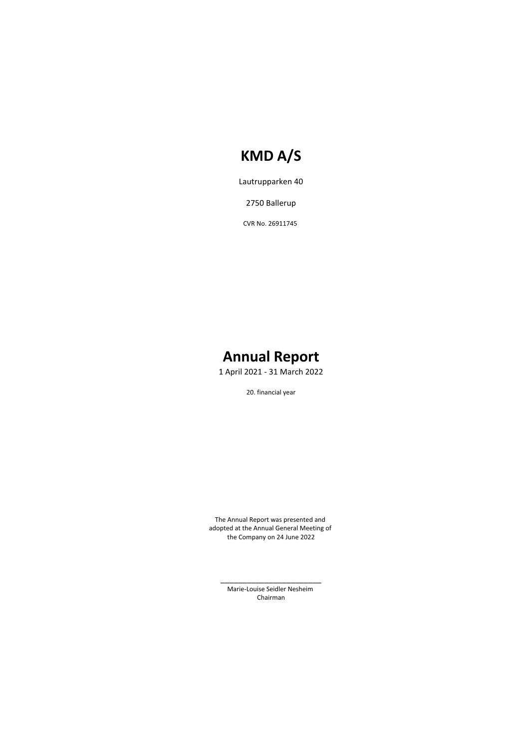# KMD A/S

Lautrupparken 40

2750 Ballerup

CVR No. 26911745

# Annual Report

1 April 2021 - 31 March 2022

20. financial year

The Annual Report was presented and adopted at the Annual General Meeting of the Company on 24 June 2022

\_\_\_\_\_\_\_\_\_\_\_\_\_\_\_\_\_\_\_\_\_\_\_\_\_\_\_\_

Marie-Louise Seidler Nesheim
Chairman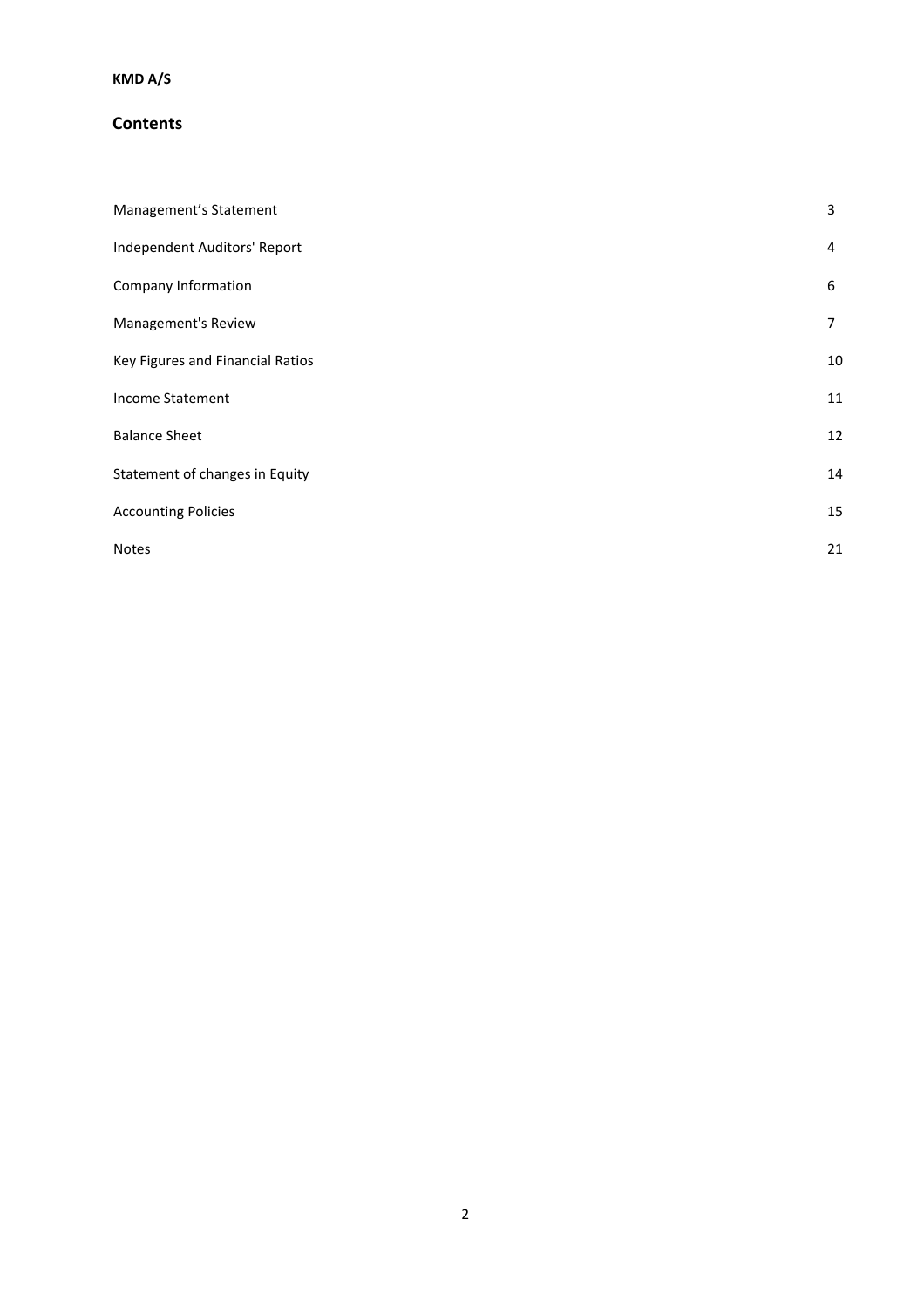**KMD A/S**

## Contents

| | |
|---|---|
| Management’s Statement | 3 |
| Independent Auditors' Report | 4 |
| Company Information | 6 |
| Management's Review | 7 |
| Key Figures and Financial Ratios | 10 |
| Income Statement | 11 |
| Balance Sheet | 12 |
| Statement of changes in Equity | 14 |
| Accounting Policies | 15 |
| Notes | 21 |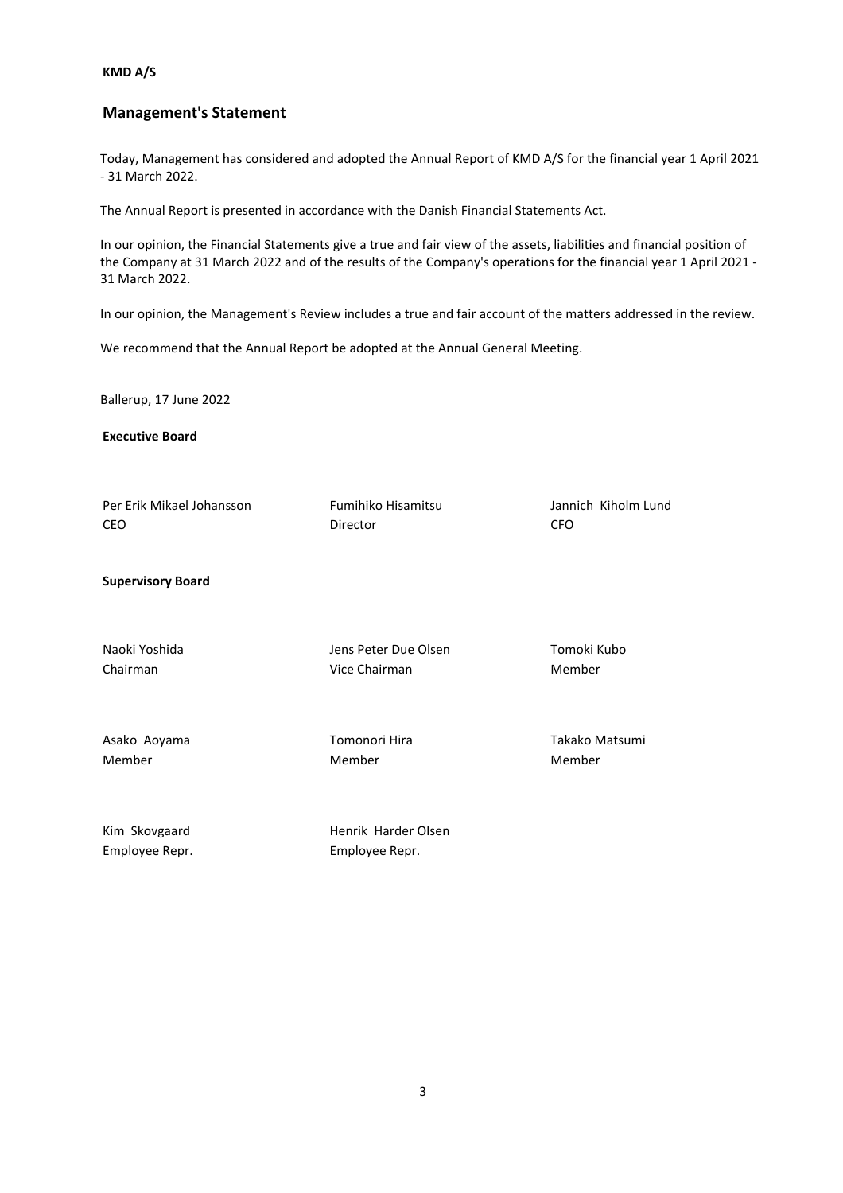**KMD A/S**

## Management's Statement

Today, Management has considered and adopted the Annual Report of KMD A/S for the financial year 1 April 2021 - 31 March 2022.

The Annual Report is presented in accordance with the Danish Financial Statements Act.

In our opinion, the Financial Statements give a true and fair view of the assets, liabilities and financial position of the Company at 31 March 2022 and of the results of the Company's operations for the financial year 1 April 2021 - 31 March 2022.

In our opinion, the Management's Review includes a true and fair account of the matters addressed in the review.

We recommend that the Annual Report be adopted at the Annual General Meeting.

Ballerup, 17 June 2022

**Executive Board**

| | | |
|---|---|---|
| Per Erik Mikael Johansson<br>CEO | Fumihiko Hisamitsu<br>Director | Jannich Kiholm Lund<br>CFO |

**Supervisory Board**

| | | |
|---|---|---|
| Naoki Yoshida<br>Chairman | Jens Peter Due Olsen<br>Vice Chairman | Tomoki Kubo<br>Member |
| Asako Aoyama<br>Member | Tomonori Hira<br>Member | Takako Matsumi<br>Member |
| Kim Skovgaard<br>Employee Repr. | Henrik Harder Olsen<br>Employee Repr. | |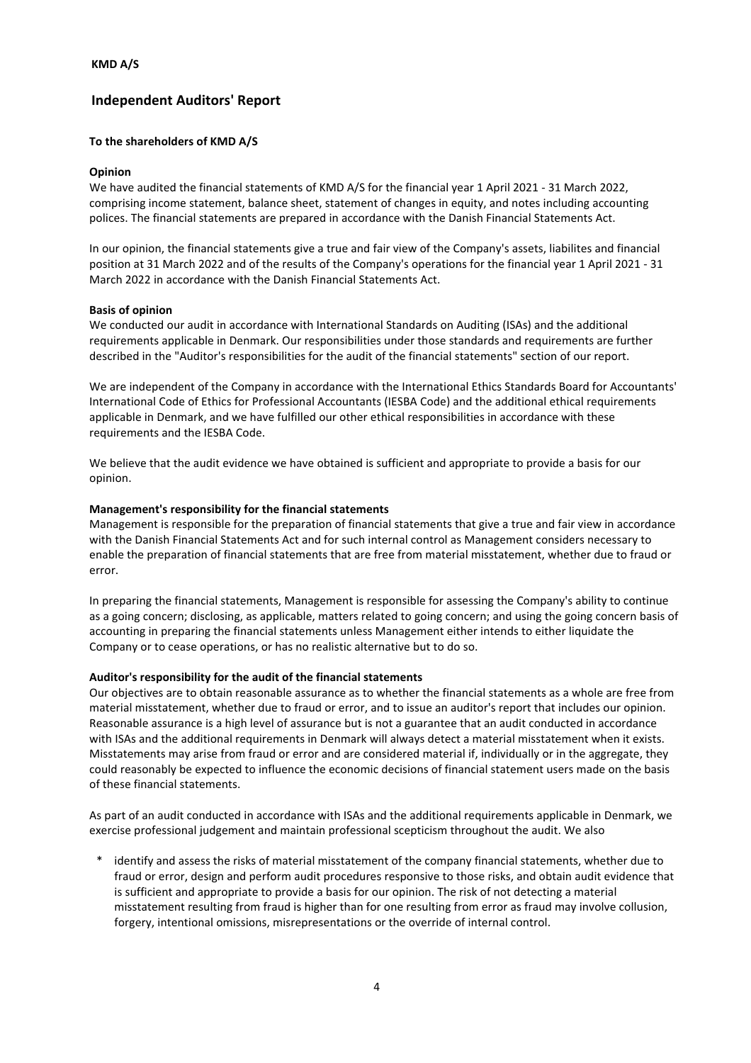**KMD A/S**

## Independent Auditors' Report

**To the shareholders of KMD A/S**

**Opinion**

We have audited the financial statements of KMD A/S for the financial year 1 April 2021 - 31 March 2022, comprising income statement, balance sheet, statement of changes in equity, and notes including accounting polices. The financial statements are prepared in accordance with the Danish Financial Statements Act.

In our opinion, the financial statements give a true and fair view of the Company's assets, liabilites and financial position at 31 March 2022 and of the results of the Company's operations for the financial year 1 April 2021 - 31 March 2022 in accordance with the Danish Financial Statements Act.

**Basis of opinion**

We conducted our audit in accordance with International Standards on Auditing (ISAs) and the additional requirements applicable in Denmark. Our responsibilities under those standards and requirements are further described in the "Auditor's responsibilities for the audit of the financial statements" section of our report.

We are independent of the Company in accordance with the International Ethics Standards Board for Accountants' International Code of Ethics for Professional Accountants (IESBA Code) and the additional ethical requirements applicable in Denmark, and we have fulfilled our other ethical responsibilities in accordance with these requirements and the IESBA Code.

We believe that the audit evidence we have obtained is sufficient and appropriate to provide a basis for our opinion.

**Management's responsibility for the financial statements**

Management is responsible for the preparation of financial statements that give a true and fair view in accordance with the Danish Financial Statements Act and for such internal control as Management considers necessary to enable the preparation of financial statements that are free from material misstatement, whether due to fraud or error.

In preparing the financial statements, Management is responsible for assessing the Company's ability to continue as a going concern; disclosing, as applicable, matters related to going concern; and using the going concern basis of accounting in preparing the financial statements unless Management either intends to either liquidate the Company or to cease operations, or has no realistic alternative but to do so.

**Auditor's responsibility for the audit of the financial statements**

Our objectives are to obtain reasonable assurance as to whether the financial statements as a whole are free from material misstatement, whether due to fraud or error, and to issue an auditor's report that includes our opinion. Reasonable assurance is a high level of assurance but is not a guarantee that an audit conducted in accordance with ISAs and the additional requirements in Denmark will always detect a material misstatement when it exists. Misstatements may arise from fraud or error and are considered material if, individually or in the aggregate, they could reasonably be expected to influence the economic decisions of financial statement users made on the basis of these financial statements.

As part of an audit conducted in accordance with ISAs and the additional requirements applicable in Denmark, we exercise professional judgement and maintain professional scepticism throughout the audit. We also

* identify and assess the risks of material misstatement of the company financial statements, whether due to fraud or error, design and perform audit procedures responsive to those risks, and obtain audit evidence that is sufficient and appropriate to provide a basis for our opinion. The risk of not detecting a material misstatement resulting from fraud is higher than for one resulting from error as fraud may involve collusion, forgery, intentional omissions, misrepresentations or the override of internal control.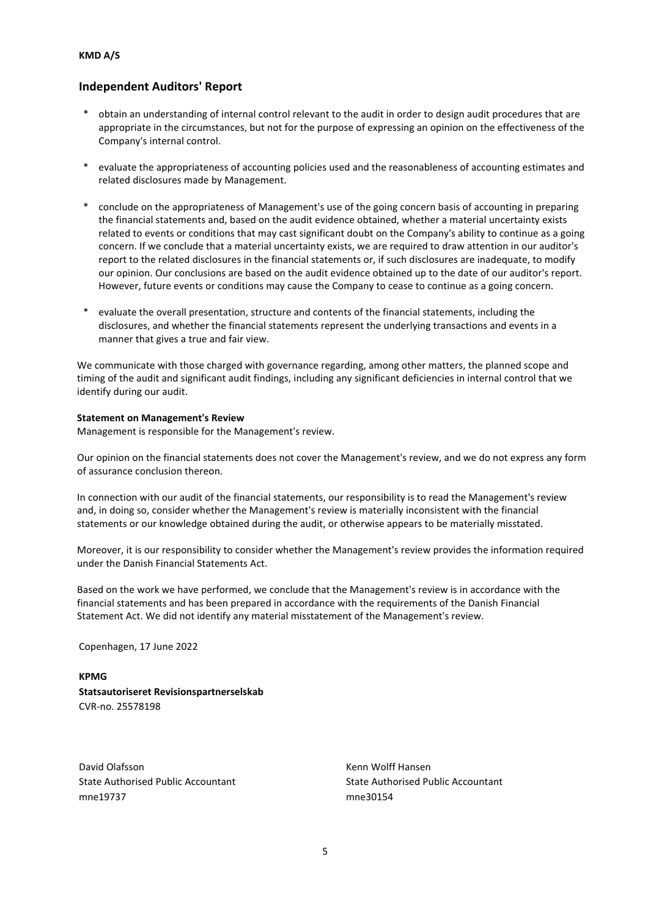## Independent Auditors' Report

* obtain an understanding of internal control relevant to the audit in order to design audit procedures that are appropriate in the circumstances, but not for the purpose of expressing an opinion on the effectiveness of the Company's internal control.
* evaluate the appropriateness of accounting policies used and the reasonableness of accounting estimates and related disclosures made by Management.
* conclude on the appropriateness of Management's use of the going concern basis of accounting in preparing the financial statements and, based on the audit evidence obtained, whether a material uncertainty exists related to events or conditions that may cast significant doubt on the Company's ability to continue as a going concern. If we conclude that a material uncertainty exists, we are required to draw attention in our auditor's report to the related disclosures in the financial statements or, if such disclosures are inadequate, to modify our opinion. Our conclusions are based on the audit evidence obtained up to the date of our auditor's report. However, future events or conditions may cause the Company to cease to continue as a going concern.
* evaluate the overall presentation, structure and contents of the financial statements, including the disclosures, and whether the financial statements represent the underlying transactions and events in a manner that gives a true and fair view.

We communicate with those charged with governance regarding, among other matters, the planned scope and timing of the audit and significant audit findings, including any significant deficiencies in internal control that we identify during our audit.

**Statement on Management's Review**

Management is responsible for the Management's review.

Our opinion on the financial statements does not cover the Management's review, and we do not express any form of assurance conclusion thereon.

In connection with our audit of the financial statements, our responsibility is to read the Management's review and, in doing so, consider whether the Management's review is materially inconsistent with the financial statements or our knowledge obtained during the audit, or otherwise appears to be materially misstated.

Moreover, it is our responsibility to consider whether the Management's review provides the information required under the Danish Financial Statements Act.

Based on the work we have performed, we conclude that the Management's review is in accordance with the financial statements and has been prepared in accordance with the requirements of the Danish Financial Statement Act. We did not identify any material misstatement of the Management's review.

Copenhagen, 17 June 2022

**KPMG**
**Statsautoriseret Revisionspartnerselskab**
CVR-no. 25578198

David Olafsson
State Authorised Public Accountant
mne19737

Kenn Wolff Hansen
State Authorised Public Accountant
mne30154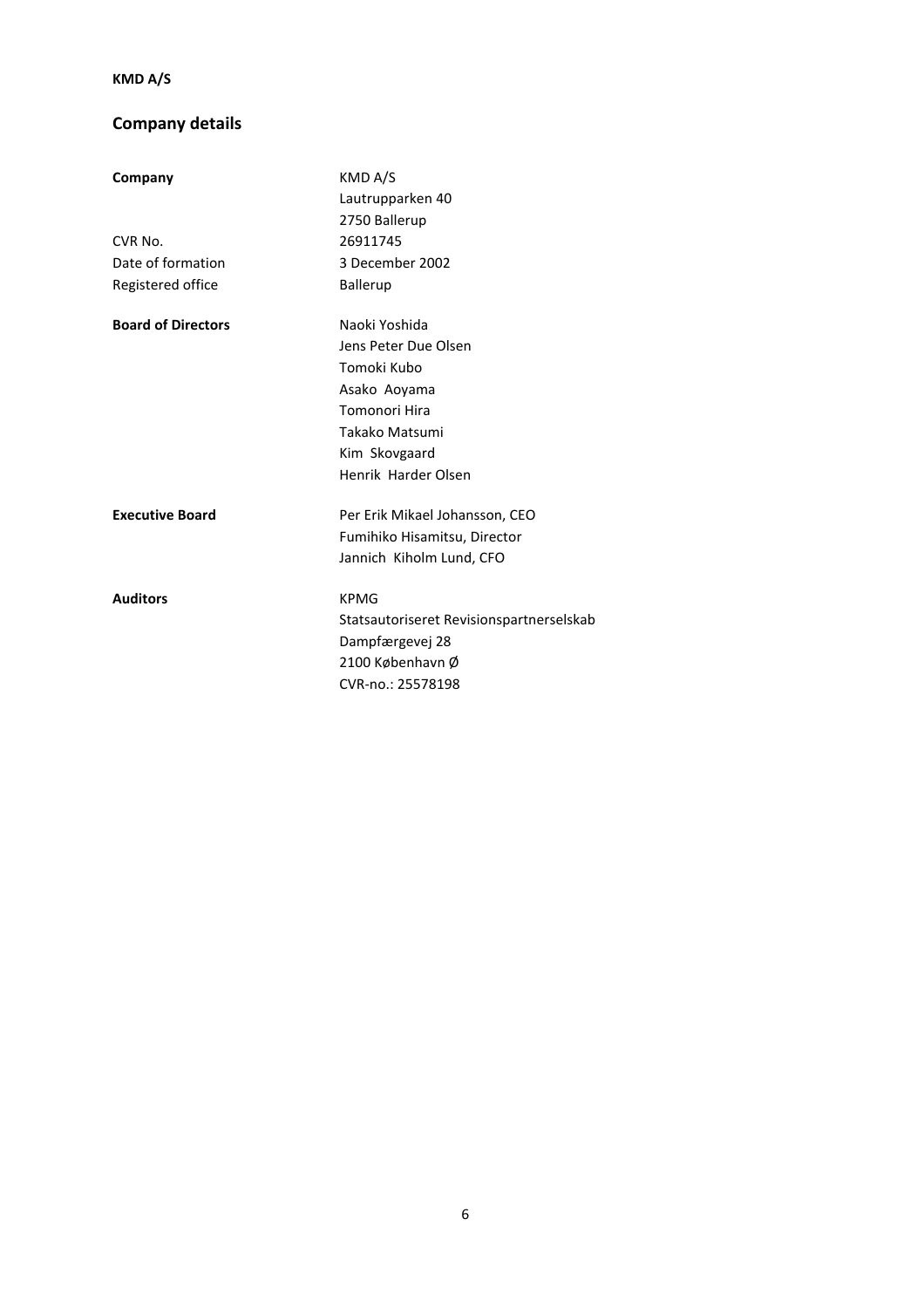## Company details

| | |
|---|---|
| **Company** | KMD A/S<br>Lautrupparken 40<br>2750 Ballerup |
| CVR No. | 26911745 |
| Date of formation | 3 December 2002 |
| Registered office | Ballerup |
| **Board of Directors** | Naoki Yoshida<br>Jens Peter Due Olsen<br>Tomoki Kubo<br>Asako Aoyama<br>Tomonori Hira<br>Takako Matsumi<br>Kim Skovgaard<br>Henrik Harder Olsen |
| **Executive Board** | Per Erik Mikael Johansson, CEO<br>Fumihiko Hisamitsu, Director<br>Jannich Kiholm Lund, CFO |
| **Auditors** | KPMG<br>Statsautoriseret Revisionspartnerselskab<br>Dampfærgevej 28<br>2100 København Ø<br>CVR-no.: 25578198 |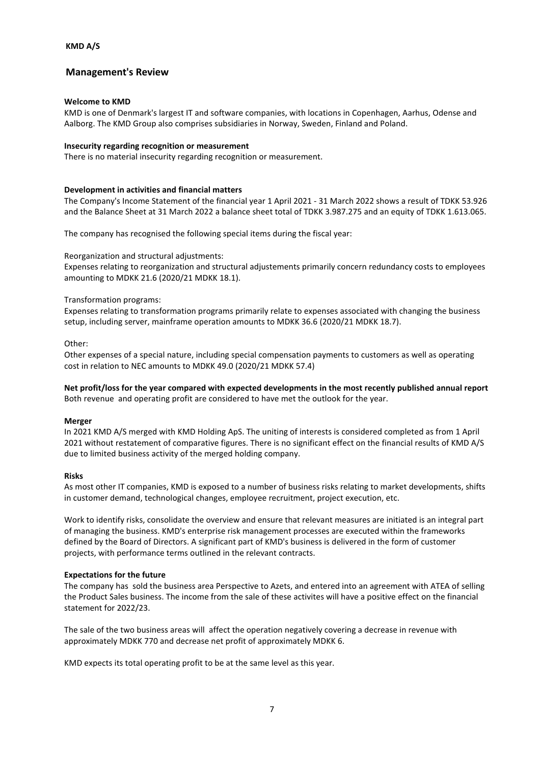**KMD A/S**

## Management's Review

**Welcome to KMD**

KMD is one of Denmark's largest IT and software companies, with locations in Copenhagen, Aarhus, Odense and Aalborg. The KMD Group also comprises subsidiaries in Norway, Sweden, Finland and Poland.

**Insecurity regarding recognition or measurement**

There is no material insecurity regarding recognition or measurement.

**Development in activities and financial matters**

The Company's Income Statement of the financial year 1 April 2021 - 31 March 2022 shows a result of TDKK 53.926 and the Balance Sheet at 31 March 2022 a balance sheet total of TDKK 3.987.275 and an equity of TDKK 1.613.065.

The company has recognised the following special items during the fiscal year:

Reorganization and structural adjustments:

Expenses relating to reorganization and structural adjustements primarily concern redundancy costs to employees amounting to MDKK 21.6 (2020/21 MDKK 18.1).

Transformation programs:

Expenses relating to transformation programs primarily relate to expenses associated with changing the business setup, including server, mainframe operation amounts to MDKK 36.6 (2020/21 MDKK 18.7).

Other:

Other expenses of a special nature, including special compensation payments to customers as well as operating cost in relation to NEC amounts to MDKK 49.0 (2020/21 MDKK 57.4)

**Net profit/loss for the year compared with expected developments in the most recently published annual report**

Both revenue and operating profit are considered to have met the outlook for the year.

**Merger**

In 2021 KMD A/S merged with KMD Holding ApS. The uniting of interests is considered completed as from 1 April 2021 without restatement of comparative figures. There is no significant effect on the financial results of KMD A/S due to limited business activity of the merged holding company.

**Risks**

As most other IT companies, KMD is exposed to a number of business risks relating to market developments, shifts in customer demand, technological changes, employee recruitment, project execution, etc.

Work to identify risks, consolidate the overview and ensure that relevant measures are initiated is an integral part of managing the business. KMD's enterprise risk management processes are executed within the frameworks defined by the Board of Directors. A significant part of KMD's business is delivered in the form of customer projects, with performance terms outlined in the relevant contracts.

**Expectations for the future**

The company has sold the business area Perspective to Azets, and entered into an agreement with ATEA of selling the Product Sales business. The income from the sale of these activites will have a positive effect on the financial statement for 2022/23.

The sale of the two business areas will affect the operation negatively covering a decrease in revenue with approximately MDKK 770 and decrease net profit of approximately MDKK 6.

KMD expects its total operating profit to be at the same level as this year.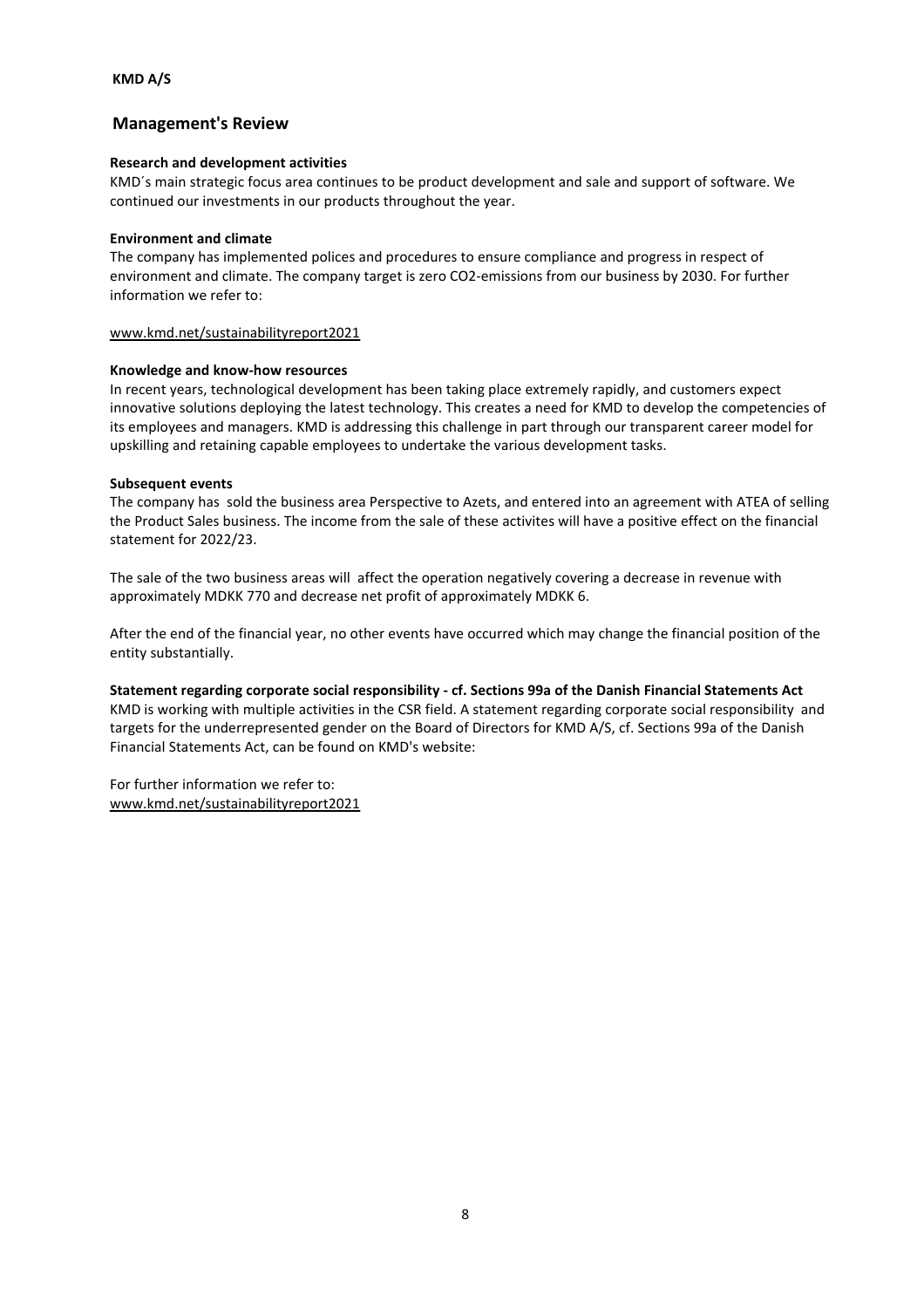**KMD A/S**

## Management's Review

### Research and development activities

KMD´s main strategic focus area continues to be product development and sale and support of software. We continued our investments in our products throughout the year.

### Environment and climate

The company has implemented polices and procedures to ensure compliance and progress in respect of environment and climate. The company target is zero $CO_2$-emissions from our business by 2030. For further information we refer to:

www.kmd.net/sustainabilityreport2021

### Knowledge and know-how resources

In recent years, technological development has been taking place extremely rapidly, and customers expect innovative solutions deploying the latest technology. This creates a need for KMD to develop the competencies of its employees and managers. KMD is addressing this challenge in part through our transparent career model for upskilling and retaining capable employees to undertake the various development tasks.

### Subsequent events

The company has sold the business area Perspective to Azets, and entered into an agreement with ATEA of selling the Product Sales business. The income from the sale of these activites will have a positive effect on the financial statement for 2022/23.

The sale of the two business areas will affect the operation negatively covering a decrease in revenue with approximately MDKK 770 and decrease net profit of approximately MDKK 6.

After the end of the financial year, no other events have occurred which may change the financial position of the entity substantially.

### Statement regarding corporate social responsibility - cf. Sections 99a of the Danish Financial Statements Act

KMD is working with multiple activities in the CSR field. A statement regarding corporate social responsibility and targets for the underrepresented gender on the Board of Directors for KMD A/S, cf. Sections 99a of the Danish Financial Statements Act, can be found on KMD's website:

For further information we refer to:
www.kmd.net/sustainabilityreport2021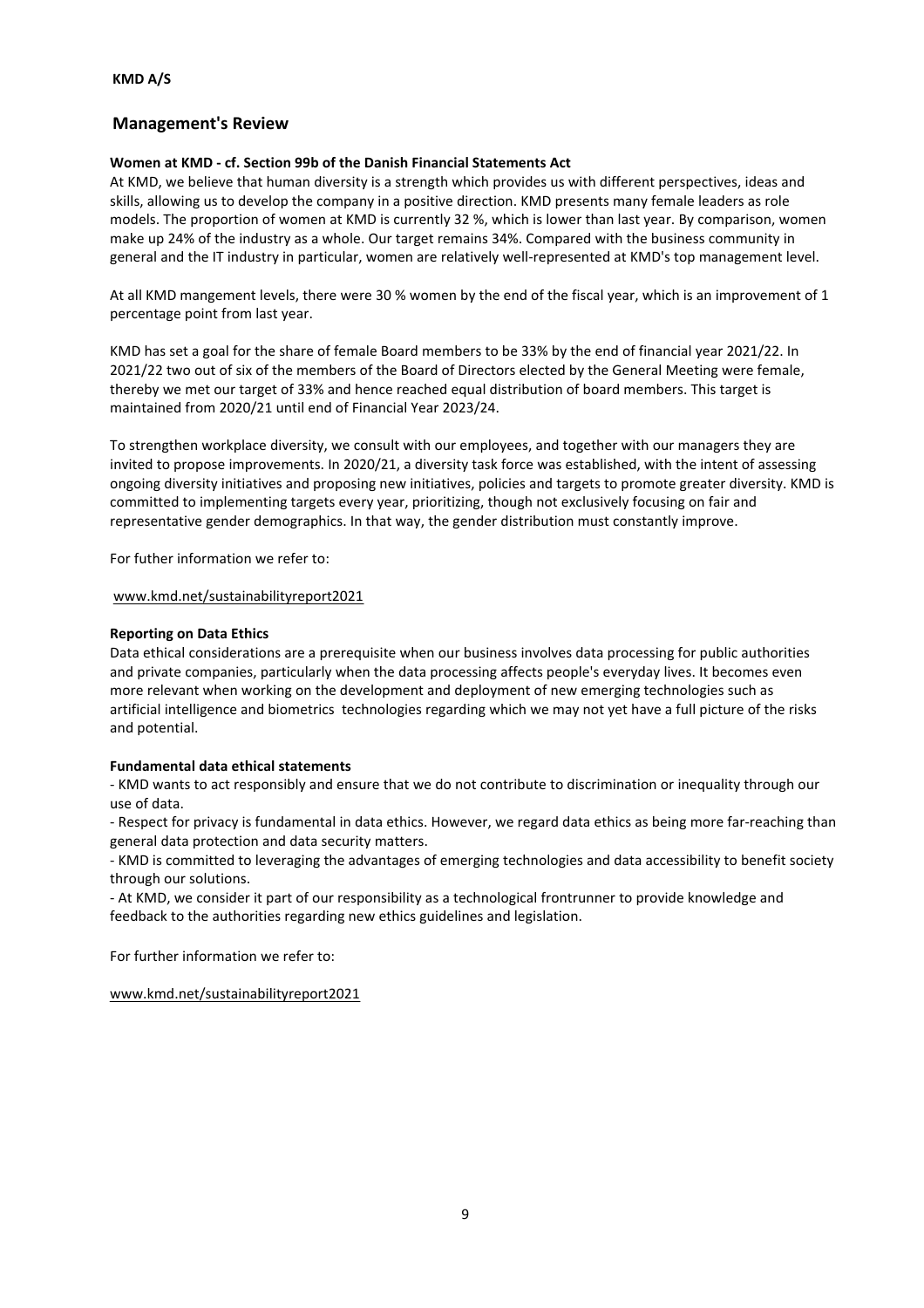**KMD A/S**

## Management's Review

**Women at KMD - cf. Section 99b of the Danish Financial Statements Act**

At KMD, we believe that human diversity is a strength which provides us with different perspectives, ideas and skills, allowing us to develop the company in a positive direction. KMD presents many female leaders as role models. The proportion of women at KMD is currently 32 %, which is lower than last year. By comparison, women make up 24% of the industry as a whole. Our target remains 34%. Compared with the business community in general and the IT industry in particular, women are relatively well-represented at KMD's top management level.

At all KMD mangement levels, there were 30 % women by the end of the fiscal year, which is an improvement of 1 percentage point from last year.

KMD has set a goal for the share of female Board members to be 33% by the end of financial year 2021/22. In 2021/22 two out of six of the members of the Board of Directors elected by the General Meeting were female, thereby we met our target of 33% and hence reached equal distribution of board members. This target is maintained from 2020/21 until end of Financial Year 2023/24.

To strengthen workplace diversity, we consult with our employees, and together with our managers they are invited to propose improvements. In 2020/21, a diversity task force was established, with the intent of assessing ongoing diversity initiatives and proposing new initiatives, policies and targets to promote greater diversity. KMD is committed to implementing targets every year, prioritizing, though not exclusively focusing on fair and representative gender demographics. In that way, the gender distribution must constantly improve.

For futher information we refer to:

www.kmd.net/sustainabilityreport2021

**Reporting on Data Ethics**

Data ethical considerations are a prerequisite when our business involves data processing for public authorities and private companies, particularly when the data processing affects people's everyday lives. It becomes even more relevant when working on the development and deployment of new emerging technologies such as artificial intelligence and biometrics technologies regarding which we may not yet have a full picture of the risks and potential.

**Fundamental data ethical statements**

- KMD wants to act responsibly and ensure that we do not contribute to discrimination or inequality through our use of data.
- Respect for privacy is fundamental in data ethics. However, we regard data ethics as being more far-reaching than general data protection and data security matters.
- KMD is committed to leveraging the advantages of emerging technologies and data accessibility to benefit society through our solutions.
- At KMD, we consider it part of our responsibility as a technological frontrunner to provide knowledge and feedback to the authorities regarding new ethics guidelines and legislation.

For further information we refer to:

www.kmd.net/sustainabilityreport2021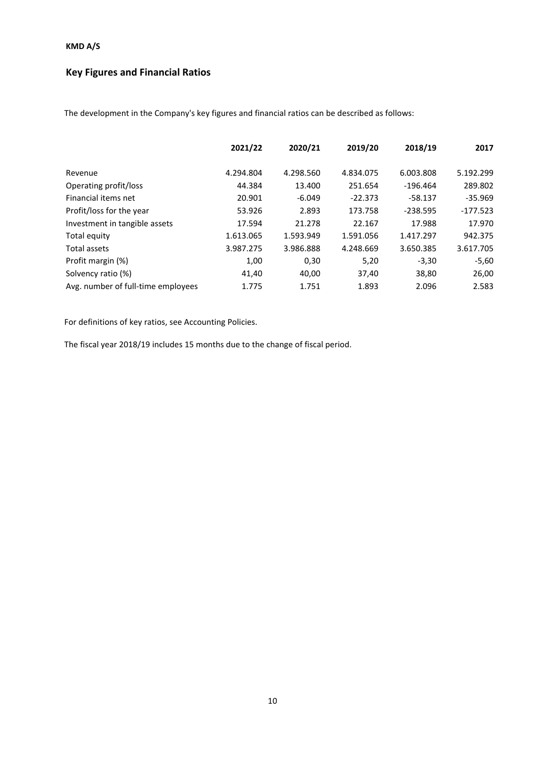**KMD A/S**

## Key Figures and Financial Ratios

The development in the Company's key figures and financial ratios can be described as follows:

| | 2021/22 | 2020/21 | 2019/20 | 2018/19 | 2017 |
|---|---|---|---|---|---|
| Revenue | 4.294.804 | 4.298.560 | 4.834.075 | 6.003.808 | 5.192.299 |
| Operating profit/loss | 44.384 | 13.400 | 251.654 | -196.464 | 289.802 |
| Financial items net | 20.901 | -6.049 | -22.373 | -58.137 | -35.969 |
| Profit/loss for the year | 53.926 | 2.893 | 173.758 | -238.595 | -177.523 |
| Investment in tangible assets | 17.594 | 21.278 | 22.167 | 17.988 | 17.970 |
| Total equity | 1.613.065 | 1.593.949 | 1.591.056 | 1.417.297 | 942.375 |
| Total assets | 3.987.275 | 3.986.888 | 4.248.669 | 3.650.385 | 3.617.705 |
| Profit margin (%) | 1,00 | 0,30 | 5,20 | -3,30 | -5,60 |
| Solvency ratio (%) | 41,40 | 40,00 | 37,40 | 38,80 | 26,00 |
| Avg. number of full-time employees | 1.775 | 1.751 | 1.893 | 2.096 | 2.583 |

For definitions of key ratios, see Accounting Policies.

The fiscal year 2018/19 includes 15 months due to the change of fiscal period.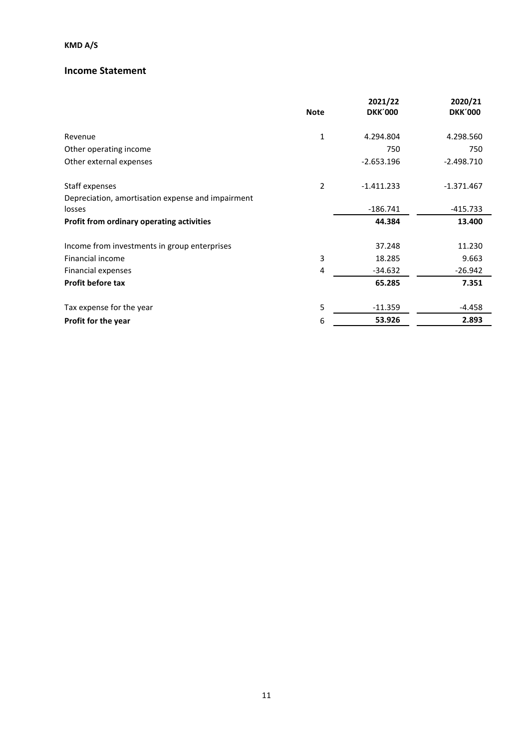**KMD A/S**

## Income Statement

| | Note | 2021/22 DKK´000 | 2020/21 DKK´000 |
|---|---|---|---|
| Revenue | 1 | 4.294.804 | 4.298.560 |
| Other operating income | | 750 | 750 |
| Other external expenses | | -2.653.196 | -2.498.710 |
| Staff expenses | 2 | -1.411.233 | -1.371.467 |
| Depreciation, amortisation expense and impairment losses | | -186.741 | -415.733 |
| **Profit from ordinary operating activities** | | **44.384** | **13.400** |
| Income from investments in group enterprises | | 37.248 | 11.230 |
| Financial income | 3 | 18.285 | 9.663 |
| Financial expenses | 4 | -34.632 | -26.942 |
| **Profit before tax** | | **65.285** | **7.351** |
| Tax expense for the year | 5 | -11.359 | -4.458 |
| **Profit for the year** | 6 | **53.926** | **2.893** |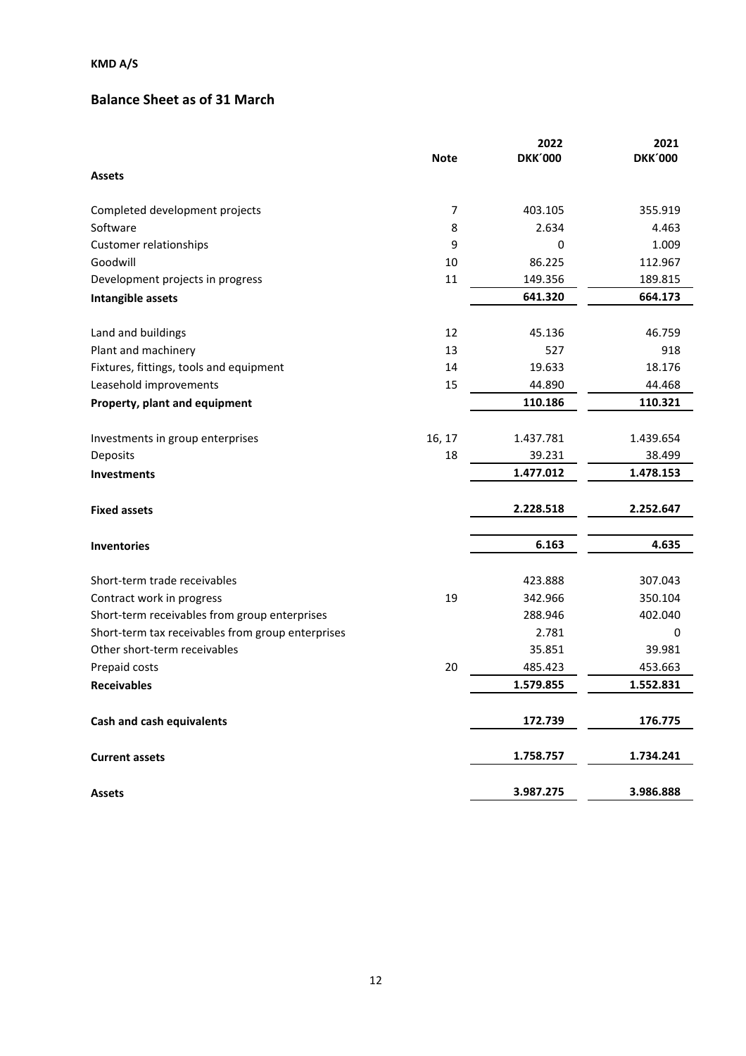**KMD A/S**

## Balance Sheet as of 31 March

| | Note | 2022 DKK´000 | 2021 DKK´000 |
|---|---|---|---|
| **Assets** | | | |
| Completed development projects | 7 | 403.105 | 355.919 |
| Software | 8 | 2.634 | 4.463 |
| Customer relationships | 9 | 0 | 1.009 |
| Goodwill | 10 | 86.225 | 112.967 |
| Development projects in progress | 11 | 149.356 | 189.815 |
| **Intangible assets** | | **641.320** | **664.173** |
| Land and buildings | 12 | 45.136 | 46.759 |
| Plant and machinery | 13 | 527 | 918 |
| Fixtures, fittings, tools and equipment | 14 | 19.633 | 18.176 |
| Leasehold improvements | 15 | 44.890 | 44.468 |
| **Property, plant and equipment** | | **110.186** | **110.321** |
| Investments in group enterprises | 16, 17 | 1.437.781 | 1.439.654 |
| Deposits | 18 | 39.231 | 38.499 |
| **Investments** | | **1.477.012** | **1.478.153** |
| **Fixed assets** | | **2.228.518** | **2.252.647** |
| **Inventories** | | **6.163** | **4.635** |
| Short-term trade receivables | | 423.888 | 307.043 |
| Contract work in progress | 19 | 342.966 | 350.104 |
| Short-term receivables from group enterprises | | 288.946 | 402.040 |
| Short-term tax receivables from group enterprises | | 2.781 | 0 |
| Other short-term receivables | | 35.851 | 39.981 |
| Prepaid costs | 20 | 485.423 | 453.663 |
| **Receivables** | | **1.579.855** | **1.552.831** |
| **Cash and cash equivalents** | | **172.739** | **176.775** |
| **Current assets** | | **1.758.757** | **1.734.241** |
| **Assets** | | **3.987.275** | **3.986.888** |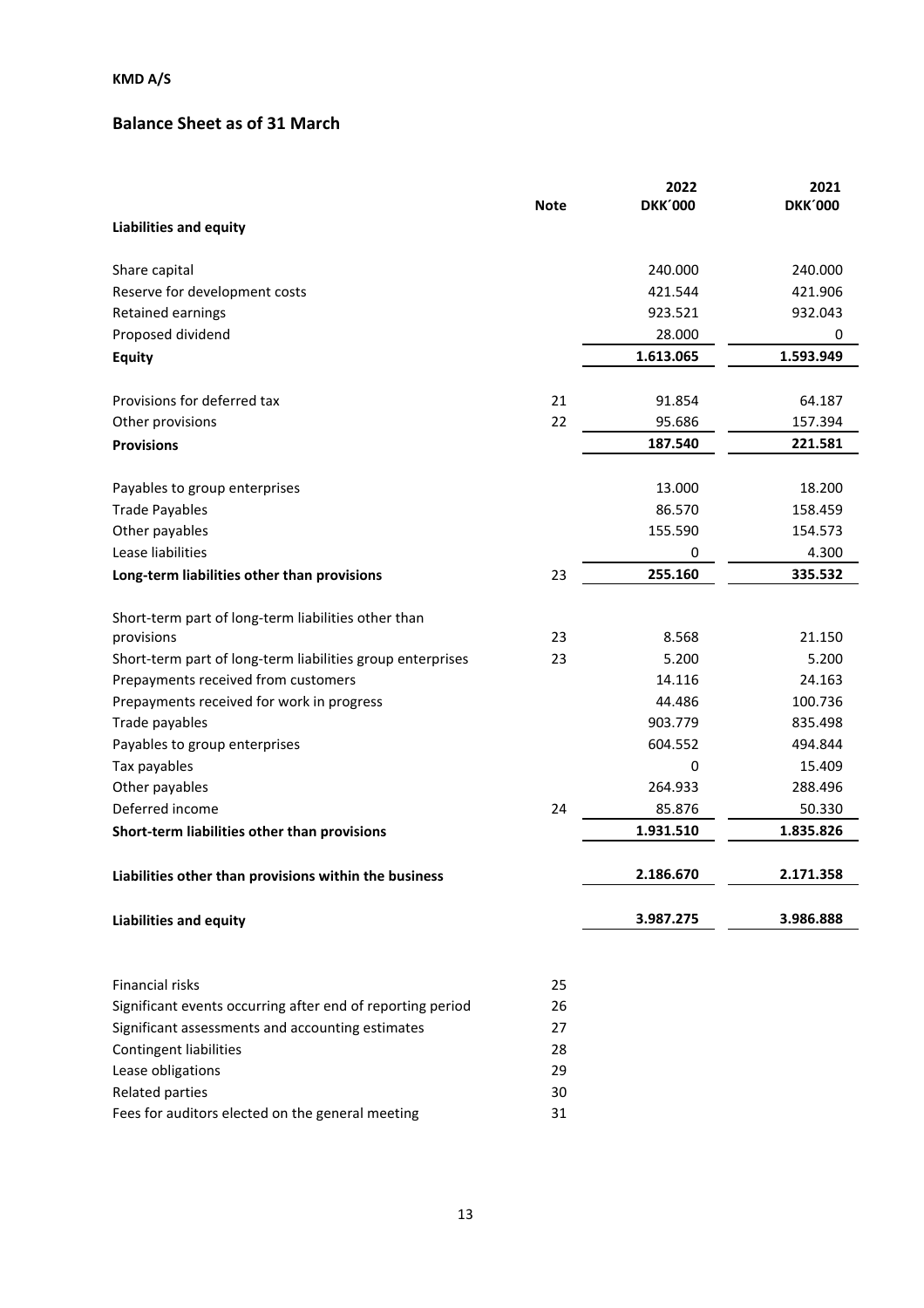**KMD A/S**

## Balance Sheet as of 31 March

| | Note | 2022 DKK´000 | 2021 DKK´000 |
|---|---|---|---|
| **Liabilities and equity** | | | |
| Share capital | | 240.000 | 240.000 |
| Reserve for development costs | | 421.544 | 421.906 |
| Retained earnings | | 923.521 | 932.043 |
| Proposed dividend | | 28.000 | 0 |
| **Equity** | | **1.613.065** | **1.593.949** |
| Provisions for deferred tax | 21 | 91.854 | 64.187 |
| Other provisions | 22 | 95.686 | 157.394 |
| **Provisions** | | **187.540** | **221.581** |
| Payables to group enterprises | | 13.000 | 18.200 |
| Trade Payables | | 86.570 | 158.459 |
| Other payables | | 155.590 | 154.573 |
| Lease liabilities | | 0 | 4.300 |
| **Long-term liabilities other than provisions** | 23 | **255.160** | **335.532** |
| Short-term part of long-term liabilities other than provisions | 23 | 8.568 | 21.150 |
| Short-term part of long-term liabilities group enterprises | 23 | 5.200 | 5.200 |
| Prepayments received from customers | | 14.116 | 24.163 |
| Prepayments received for work in progress | | 44.486 | 100.736 |
| Trade payables | | 903.779 | 835.498 |
| Payables to group enterprises | | 604.552 | 494.844 |
| Tax payables | | 0 | 15.409 |
| Other payables | | 264.933 | 288.496 |
| Deferred income | 24 | 85.876 | 50.330 |
| **Short-term liabilities other than provisions** | | **1.931.510** | **1.835.826** |
| **Liabilities other than provisions within the business** | | **2.186.670** | **2.171.358** |
| **Liabilities and equity** | | **3.987.275** | **3.986.888** |

| | Note |
|---|---|
| Financial risks | 25 |
| Significant events occurring after end of reporting period | 26 |
| Significant assessments and accounting estimates | 27 |
| Contingent liabilities | 28 |
| Lease obligations | 29 |
| Related parties | 30 |
| Fees for auditors elected on the general meeting | 31 |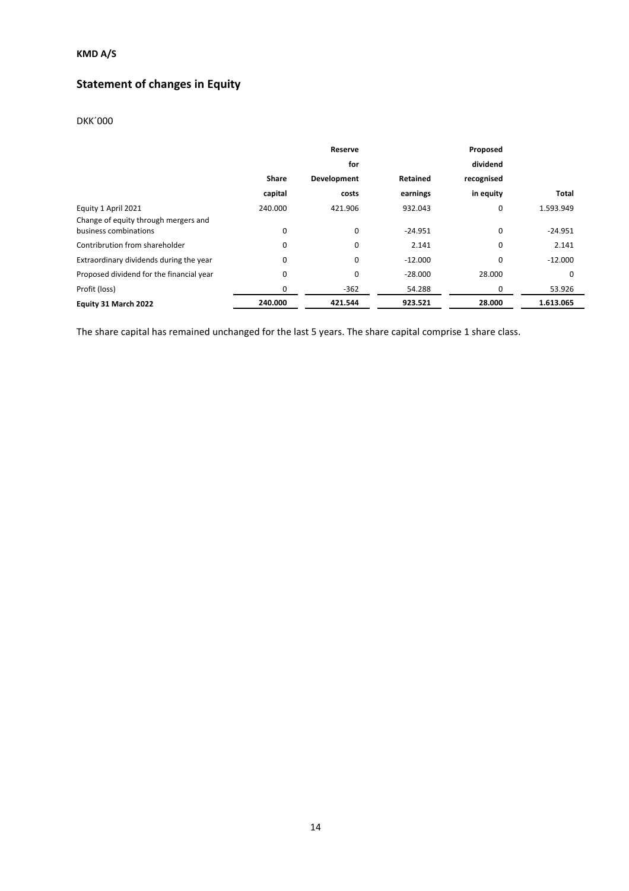**KMD A/S**

# Statement of changes in Equity

DKK´000

| | Share capital | Reserve for Development costs | Retained earnings | Proposed dividend recognised in equity | Total |
|---|---|---|---|---|---|
| Equity 1 April 2021 | 240.000 | 421.906 | 932.043 | 0 | 1.593.949 |
| Change of equity through mergers and business combinations | 0 | 0 | -24.951 | 0 | -24.951 |
| Contribrution from shareholder | 0 | 0 | 2.141 | 0 | 2.141 |
| Extraordinary dividends during the year | 0 | 0 | -12.000 | 0 | -12.000 |
| Proposed dividend for the financial year | 0 | 0 | -28.000 | 28.000 | 0 |
| Profit (loss) | 0 | -362 | 54.288 | 0 | 53.926 |
| **Equity 31 March 2022** | **240.000** | **421.544** | **923.521** | **28.000** | **1.613.065** |

The share capital has remained unchanged for the last 5 years. The share capital comprise 1 share class.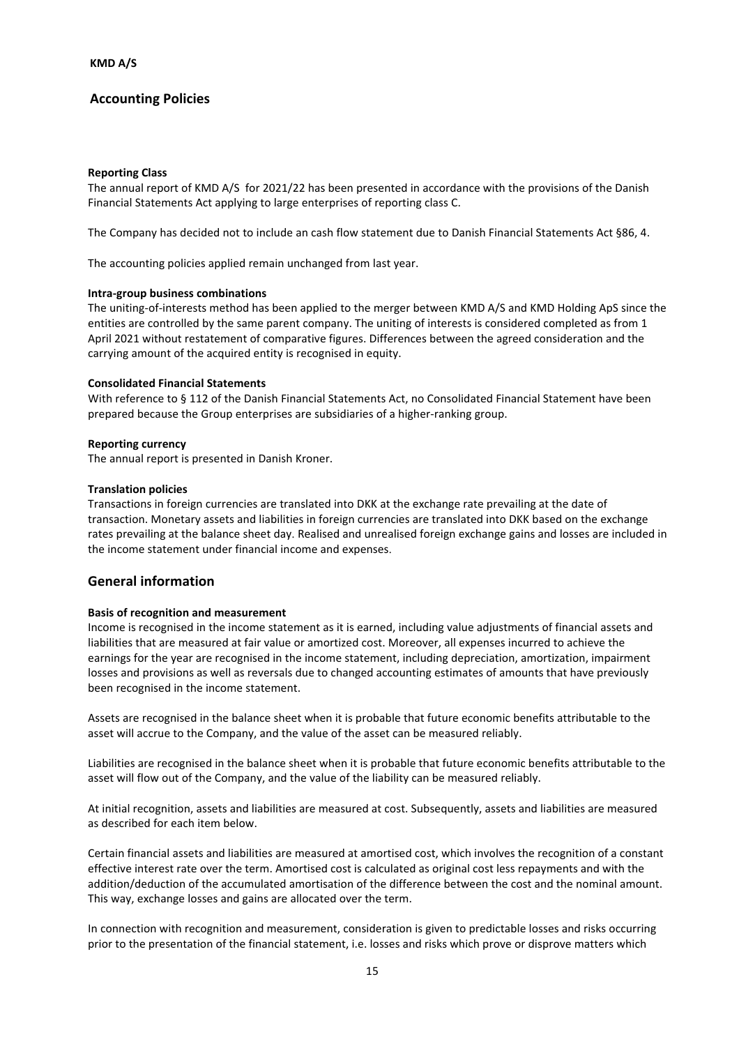# Accounting Policies

### Reporting Class

The annual report of KMD A/S  for 2021/22 has been presented in accordance with the provisions of the Danish Financial Statements Act applying to large enterprises of reporting class C.

The Company has decided not to include an cash flow statement due to Danish Financial Statements Act §86, 4.

The accounting policies applied remain unchanged from last year.

### Intra-group business combinations

The uniting-of-interests method has been applied to the merger between KMD A/S and KMD Holding ApS since the entities are controlled by the same parent company. The uniting of interests is considered completed as from 1 April 2021 without restatement of comparative figures. Differences between the agreed consideration and the carrying amount of the acquired entity is recognised in equity.

### Consolidated Financial Statements

With reference to § 112 of the Danish Financial Statements Act, no Consolidated Financial Statement have been prepared because the Group enterprises are subsidiaries of a higher-ranking group.

### Reporting currency

The annual report is presented in Danish Kroner.

### Translation policies

Transactions in foreign currencies are translated into DKK at the exchange rate prevailing at the date of transaction. Monetary assets and liabilities in foreign currencies are translated into DKK based on the exchange rates prevailing at the balance sheet day. Realised and unrealised foreign exchange gains and losses are included in the income statement under financial income and expenses.

## General information

### Basis of recognition and measurement

Income is recognised in the income statement as it is earned, including value adjustments of financial assets and liabilities that are measured at fair value or amortized cost. Moreover, all expenses incurred to achieve the earnings for the year are recognised in the income statement, including depreciation, amortization, impairment losses and provisions as well as reversals due to changed accounting estimates of amounts that have previously been recognised in the income statement.

Assets are recognised in the balance sheet when it is probable that future economic benefits attributable to the asset will accrue to the Company, and the value of the asset can be measured reliably.

Liabilities are recognised in the balance sheet when it is probable that future economic benefits attributable to the asset will flow out of the Company, and the value of the liability can be measured reliably.

At initial recognition, assets and liabilities are measured at cost. Subsequently, assets and liabilities are measured as described for each item below.

Certain financial assets and liabilities are measured at amortised cost, which involves the recognition of a constant effective interest rate over the term. Amortised cost is calculated as original cost less repayments and with the addition/deduction of the accumulated amortisation of the difference between the cost and the nominal amount. This way, exchange losses and gains are allocated over the term.

In connection with recognition and measurement, consideration is given to predictable losses and risks occurring prior to the presentation of the financial statement, i.e. losses and risks which prove or disprove matters which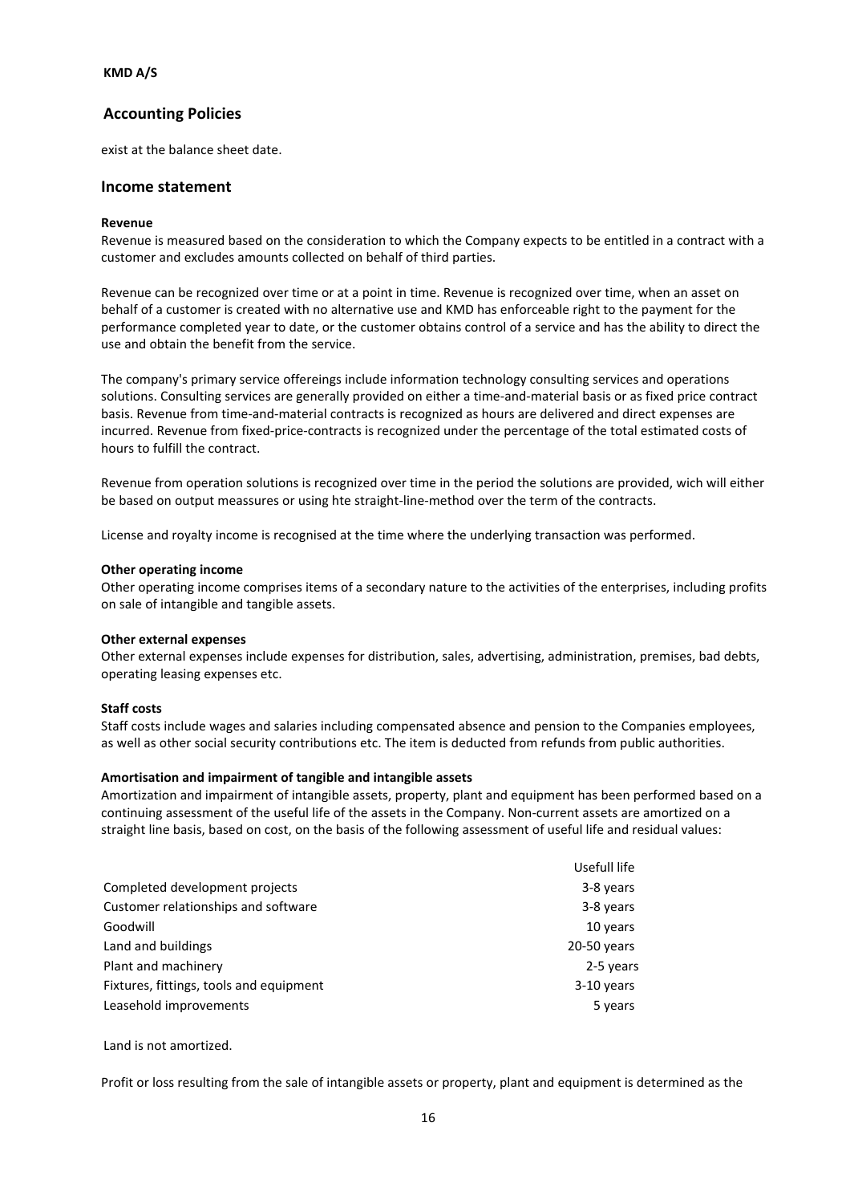## Accounting Policies

exist at the balance sheet date.

### Income statement

**Revenue**

Revenue is measured based on the consideration to which the Company expects to be entitled in a contract with a customer and excludes amounts collected on behalf of third parties.

Revenue can be recognized over time or at a point in time. Revenue is recognized over time, when an asset on behalf of a customer is created with no alternative use and KMD has enforceable right to the payment for the performance completed year to date, or the customer obtains control of a service and has the ability to direct the use and obtain the benefit from the service.

The company's primary service offereings include information technology consulting services and operations solutions. Consulting services are generally provided on either a time-and-material basis or as fixed price contract basis. Revenue from time-and-material contracts is recognized as hours are delivered and direct expenses are incurred. Revenue from fixed-price-contracts is recognized under the percentage of the total estimated costs of hours to fulfill the contract.

Revenue from operation solutions is recognized over time in the period the solutions are provided, wich will either be based on output meassures or using hte straight-line-method over the term of the contracts.

License and royalty income is recognised at the time where the underlying transaction was performed.

**Other operating income**

Other operating income comprises items of a secondary nature to the activities of the enterprises, including profits on sale of intangible and tangible assets.

**Other external expenses**

Other external expenses include expenses for distribution, sales, advertising, administration, premises, bad debts, operating leasing expenses etc.

**Staff costs**

Staff costs include wages and salaries including compensated absence and pension to the Companies employees, as well as other social security contributions etc. The item is deducted from refunds from public authorities.

**Amortisation and impairment of tangible and intangible assets**

Amortization and impairment of intangible assets, property, plant and equipment has been performed based on a continuing assessment of the useful life of the assets in the Company. Non-current assets are amortized on a straight line basis, based on cost, on the basis of the following assessment of useful life and residual values:

| | Usefull life |
|---|---|
| Completed development projects | 3-8 years |
| Customer relationships and software | 3-8 years |
| Goodwill | 10 years |
| Land and buildings | 20-50 years |
| Plant and machinery | 2-5 years |
| Fixtures, fittings, tools and equipment | 3-10 years |
| Leasehold improvements | 5 years |

Land is not amortized.

Profit or loss resulting from the sale of intangible assets or property, plant and equipment is determined as the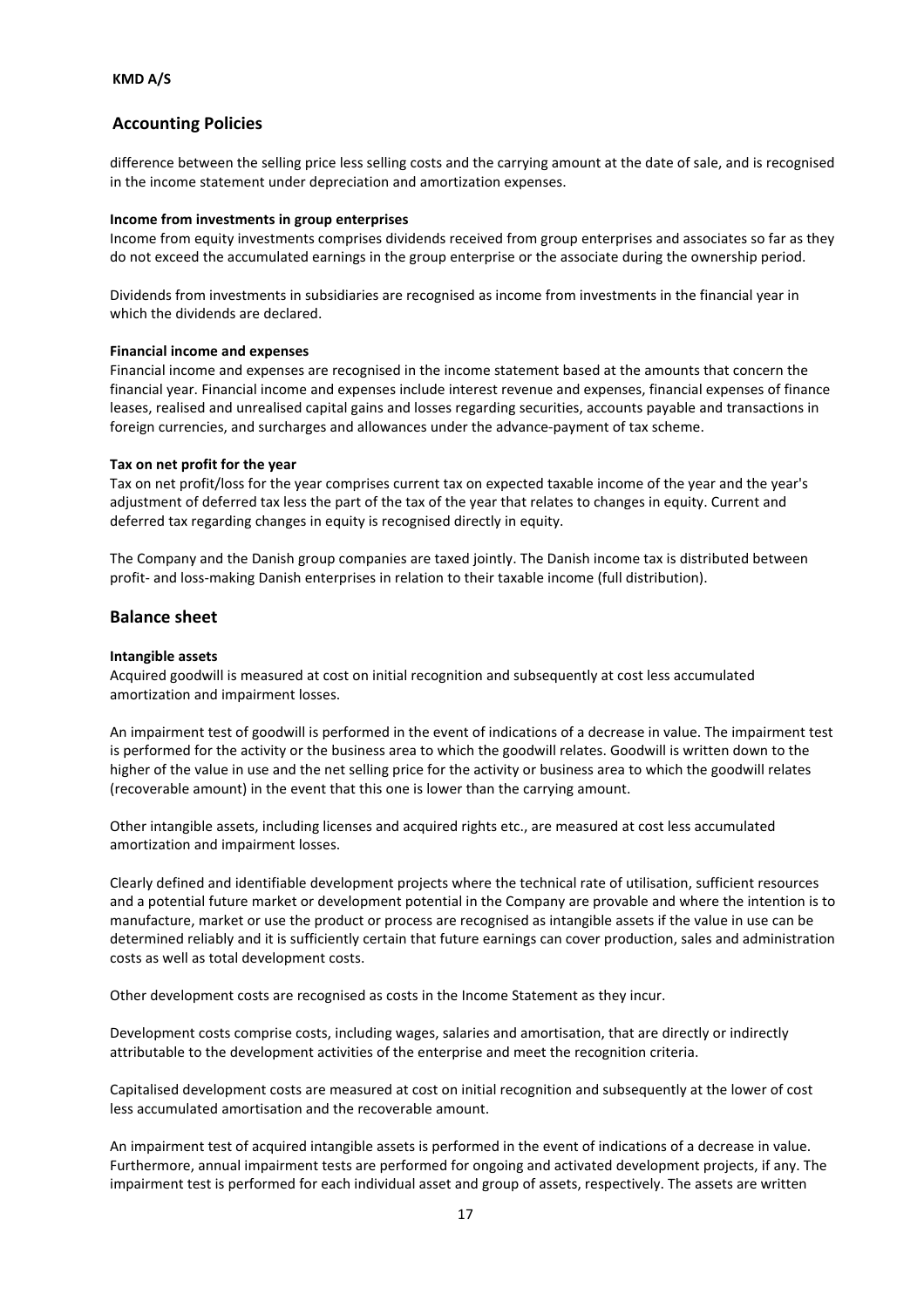## Accounting Policies

difference between the selling price less selling costs and the carrying amount at the date of sale, and is recognised in the income statement under depreciation and amortization expenses.

**Income from investments in group enterprises**

Income from equity investments comprises dividends received from group enterprises and associates so far as they do not exceed the accumulated earnings in the group enterprise or the associate during the ownership period.

Dividends from investments in subsidiaries are recognised as income from investments in the financial year in which the dividends are declared.

**Financial income and expenses**

Financial income and expenses are recognised in the income statement based at the amounts that concern the financial year. Financial income and expenses include interest revenue and expenses, financial expenses of finance leases, realised and unrealised capital gains and losses regarding securities, accounts payable and transactions in foreign currencies, and surcharges and allowances under the advance-payment of tax scheme.

**Tax on net profit for the year**

Tax on net profit/loss for the year comprises current tax on expected taxable income of the year and the year's adjustment of deferred tax less the part of the tax of the year that relates to changes in equity. Current and deferred tax regarding changes in equity is recognised directly in equity.

The Company and the Danish group companies are taxed jointly. The Danish income tax is distributed between profit- and loss-making Danish enterprises in relation to their taxable income (full distribution).

## Balance sheet

**Intangible assets**

Acquired goodwill is measured at cost on initial recognition and subsequently at cost less accumulated amortization and impairment losses.

An impairment test of goodwill is performed in the event of indications of a decrease in value. The impairment test is performed for the activity or the business area to which the goodwill relates. Goodwill is written down to the higher of the value in use and the net selling price for the activity or business area to which the goodwill relates (recoverable amount) in the event that this one is lower than the carrying amount.

Other intangible assets, including licenses and acquired rights etc., are measured at cost less accumulated amortization and impairment losses.

Clearly defined and identifiable development projects where the technical rate of utilisation, sufficient resources and a potential future market or development potential in the Company are provable and where the intention is to manufacture, market or use the product or process are recognised as intangible assets if the value in use can be determined reliably and it is sufficiently certain that future earnings can cover production, sales and administration costs as well as total development costs.

Other development costs are recognised as costs in the Income Statement as they incur.

Development costs comprise costs, including wages, salaries and amortisation, that are directly or indirectly attributable to the development activities of the enterprise and meet the recognition criteria.

Capitalised development costs are measured at cost on initial recognition and subsequently at the lower of cost less accumulated amortisation and the recoverable amount.

An impairment test of acquired intangible assets is performed in the event of indications of a decrease in value. Furthermore, annual impairment tests are performed for ongoing and activated development projects, if any. The impairment test is performed for each individual asset and group of assets, respectively. The assets are written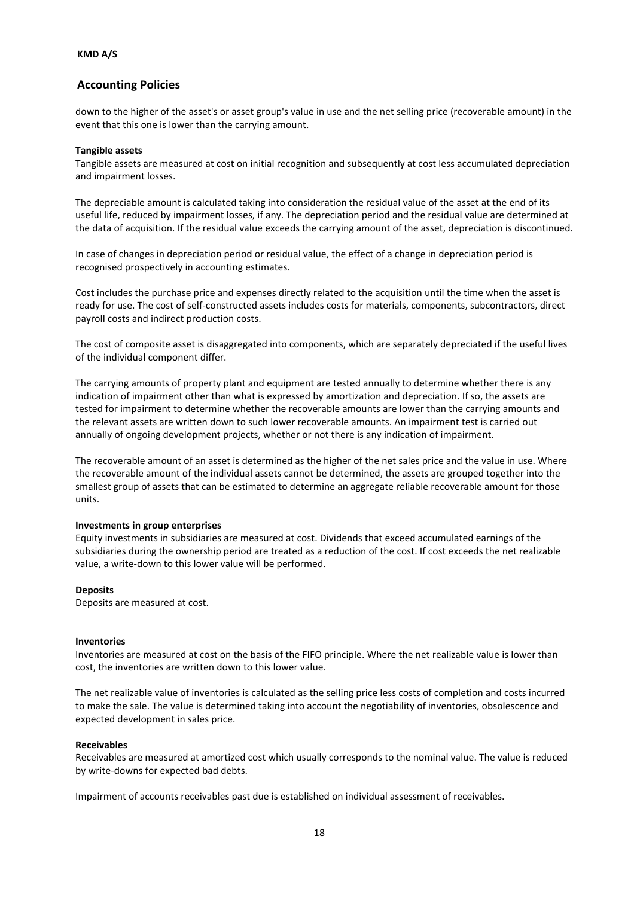## Accounting Policies

down to the higher of the asset's or asset group's value in use and the net selling price (recoverable amount) in the event that this one is lower than the carrying amount.

**Tangible assets**

Tangible assets are measured at cost on initial recognition and subsequently at cost less accumulated depreciation and impairment losses.

The depreciable amount is calculated taking into consideration the residual value of the asset at the end of its useful life, reduced by impairment losses, if any. The depreciation period and the residual value are determined at the data of acquisition. If the residual value exceeds the carrying amount of the asset, depreciation is discontinued.

In case of changes in depreciation period or residual value, the effect of a change in depreciation period is recognised prospectively in accounting estimates.

Cost includes the purchase price and expenses directly related to the acquisition until the time when the asset is ready for use. The cost of self-constructed assets includes costs for materials, components, subcontractors, direct payroll costs and indirect production costs.

The cost of composite asset is disaggregated into components, which are separately depreciated if the useful lives of the individual component differ.

The carrying amounts of property plant and equipment are tested annually to determine whether there is any indication of impairment other than what is expressed by amortization and depreciation. If so, the assets are tested for impairment to determine whether the recoverable amounts are lower than the carrying amounts and the relevant assets are written down to such lower recoverable amounts. An impairment test is carried out annually of ongoing development projects, whether or not there is any indication of impairment.

The recoverable amount of an asset is determined as the higher of the net sales price and the value in use. Where the recoverable amount of the individual assets cannot be determined, the assets are grouped together into the smallest group of assets that can be estimated to determine an aggregate reliable recoverable amount for those units.

**Investments in group enterprises**

Equity investments in subsidiaries are measured at cost. Dividends that exceed accumulated earnings of the subsidiaries during the ownership period are treated as a reduction of the cost. If cost exceeds the net realizable value, a write-down to this lower value will be performed.

**Deposits**

Deposits are measured at cost.

**Inventories**

Inventories are measured at cost on the basis of the FIFO principle. Where the net realizable value is lower than cost, the inventories are written down to this lower value.

The net realizable value of inventories is calculated as the selling price less costs of completion and costs incurred to make the sale. The value is determined taking into account the negotiability of inventories, obsolescence and expected development in sales price.

**Receivables**

Receivables are measured at amortized cost which usually corresponds to the nominal value. The value is reduced by write-downs for expected bad debts.

Impairment of accounts receivables past due is established on individual assessment of receivables.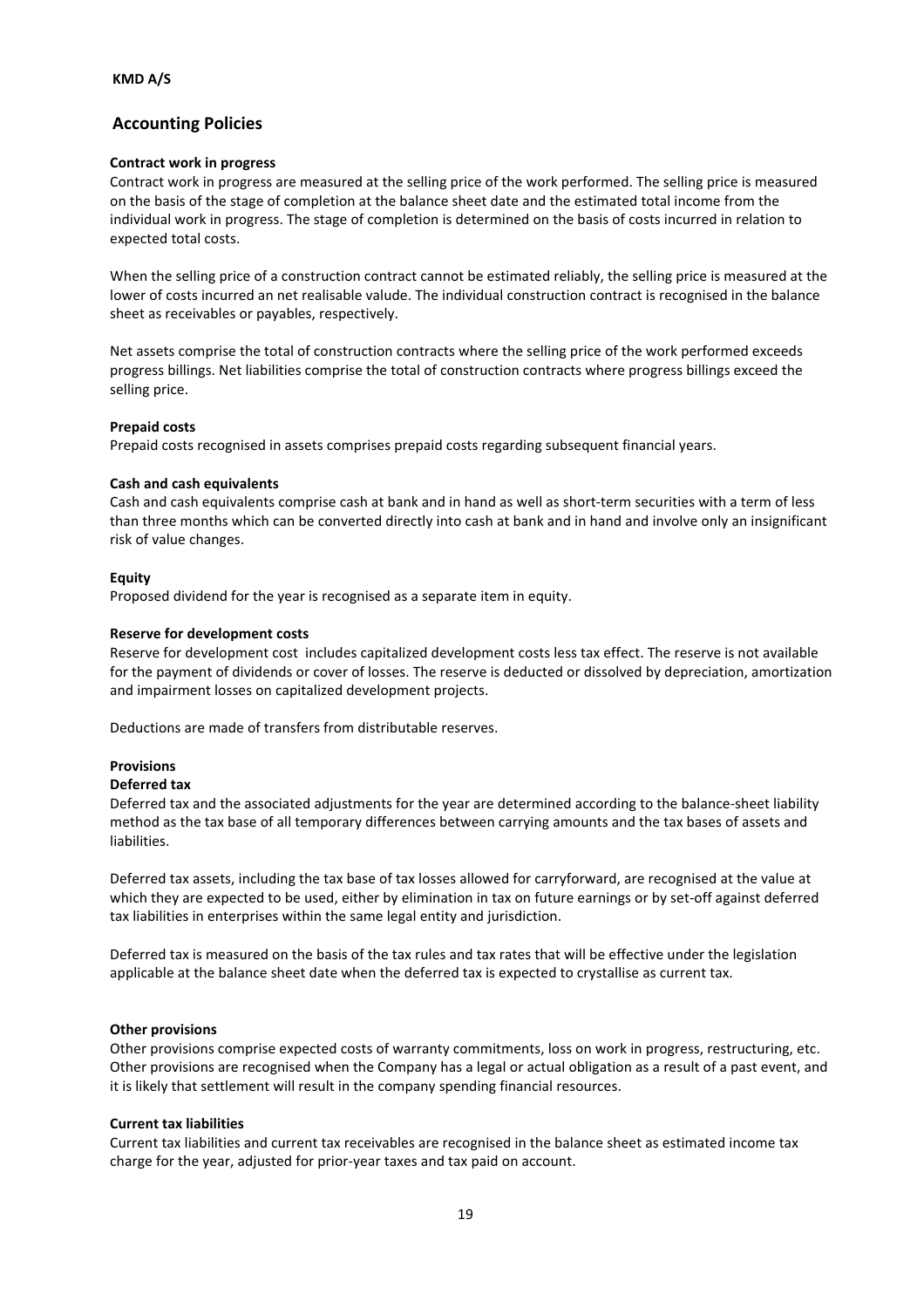**KMD A/S**

## Accounting Policies

**Contract work in progress**

Contract work in progress are measured at the selling price of the work performed. The selling price is measured on the basis of the stage of completion at the balance sheet date and the estimated total income from the individual work in progress. The stage of completion is determined on the basis of costs incurred in relation to expected total costs.

When the selling price of a construction contract cannot be estimated reliably, the selling price is measured at the lower of costs incurred an net realisable valude. The individual construction contract is recognised in the balance sheet as receivables or payables, respectively.

Net assets comprise the total of construction contracts where the selling price of the work performed exceeds progress billings. Net liabilities comprise the total of construction contracts where progress billings exceed the selling price.

**Prepaid costs**

Prepaid costs recognised in assets comprises prepaid costs regarding subsequent financial years.

**Cash and cash equivalents**

Cash and cash equivalents comprise cash at bank and in hand as well as short-term securities with a term of less than three months which can be converted directly into cash at bank and in hand and involve only an insignificant risk of value changes.

**Equity**

Proposed dividend for the year is recognised as a separate item in equity.

**Reserve for development costs**

Reserve for development cost includes capitalized development costs less tax effect. The reserve is not available for the payment of dividends or cover of losses. The reserve is deducted or dissolved by depreciation, amortization and impairment losses on capitalized development projects.

Deductions are made of transfers from distributable reserves.

**Provisions**

**Deferred tax**

Deferred tax and the associated adjustments for the year are determined according to the balance-sheet liability method as the tax base of all temporary differences between carrying amounts and the tax bases of assets and liabilities.

Deferred tax assets, including the tax base of tax losses allowed for carryforward, are recognised at the value at which they are expected to be used, either by elimination in tax on future earnings or by set-off against deferred tax liabilities in enterprises within the same legal entity and jurisdiction.

Deferred tax is measured on the basis of the tax rules and tax rates that will be effective under the legislation applicable at the balance sheet date when the deferred tax is expected to crystallise as current tax.

**Other provisions**

Other provisions comprise expected costs of warranty commitments, loss on work in progress, restructuring, etc. Other provisions are recognised when the Company has a legal or actual obligation as a result of a past event, and it is likely that settlement will result in the company spending financial resources.

**Current tax liabilities**

Current tax liabilities and current tax receivables are recognised in the balance sheet as estimated income tax charge for the year, adjusted for prior-year taxes and tax paid on account.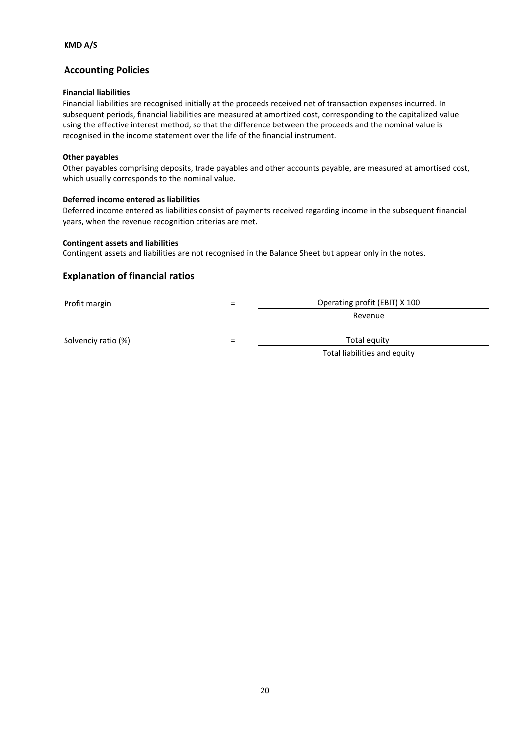**KMD A/S**

## Accounting Policies

**Financial liabilities**

Financial liabilities are recognised initially at the proceeds received net of transaction expenses incurred. In subsequent periods, financial liabilities are measured at amortized cost, corresponding to the capitalized value using the effective interest method, so that the difference between the proceeds and the nominal value is recognised in the income statement over the life of the financial instrument.

**Other payables**

Other payables comprising deposits, trade payables and other accounts payable, are measured at amortised cost, which usually corresponds to the nominal value.

**Deferred income entered as liabilities**

Deferred income entered as liabilities consist of payments received regarding income in the subsequent financial years, when the revenue recognition criterias are met.

**Contingent assets and liabilities**

Contingent assets and liabilities are not recognised in the Balance Sheet but appear only in the notes.

## Explanation of financial ratios

$$\text{Profit margin} = \frac{\text{Operating profit (EBIT) X 100}}{\text{Revenue}}$$

$$\text{Solvenciy ratio (\%)} = \frac{\text{Total equity}}{\text{Total liabilities and equity}}$$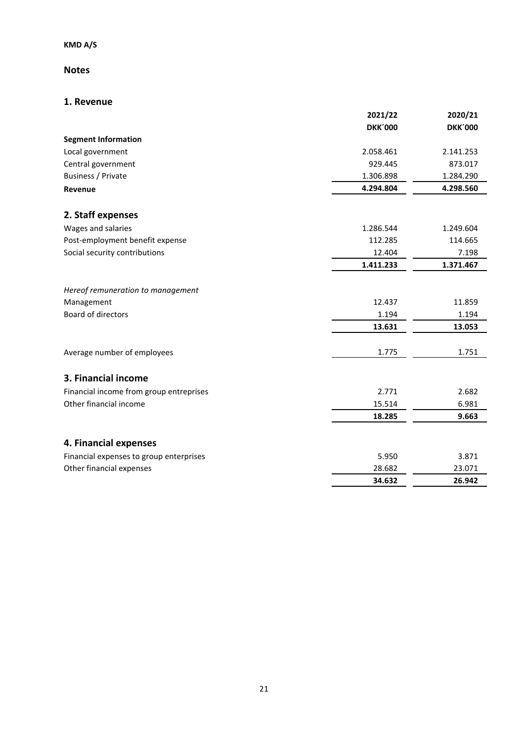**KMD A/S**

## Notes

### 1. Revenue

| | 2021/22 | 2020/21 |
|---|---|---|
| | DKK´000 | DKK´000 |
| **Segment Information** | | |
| Local government | 2.058.461 | 2.141.253 |
| Central government | 929.445 | 873.017 |
| Business / Private | 1.306.898 | 1.284.290 |
| **Revenue** | **4.294.804** | **4.298.560** |

### 2. Staff expenses

| | 2021/22 | 2020/21 |
|---|---|---|
| Wages and salaries | 1.286.544 | 1.249.604 |
| Post-employment benefit expense | 112.285 | 114.665 |
| Social security contributions | 12.404 | 7.198 |
| | **1.411.233** | **1.371.467** |
| *Hereof remuneration to management* | | |
| Management | 12.437 | 11.859 |
| Board of directors | 1.194 | 1.194 |
| | **13.631** | **13.053** |
| Average number of employees | 1.775 | 1.751 |

### 3. Financial income

| | 2021/22 | 2020/21 |
|---|---|---|
| Financial income from group entreprises | 2.771 | 2.682 |
| Other financial income | 15.514 | 6.981 |
| | **18.285** | **9.663** |

### 4. Financial expenses

| | 2021/22 | 2020/21 |
|---|---|---|
| Financial expenses to group enterprises | 5.950 | 3.871 |
| Other financial expenses | 28.682 | 23.071 |
| | **34.632** | **26.942** |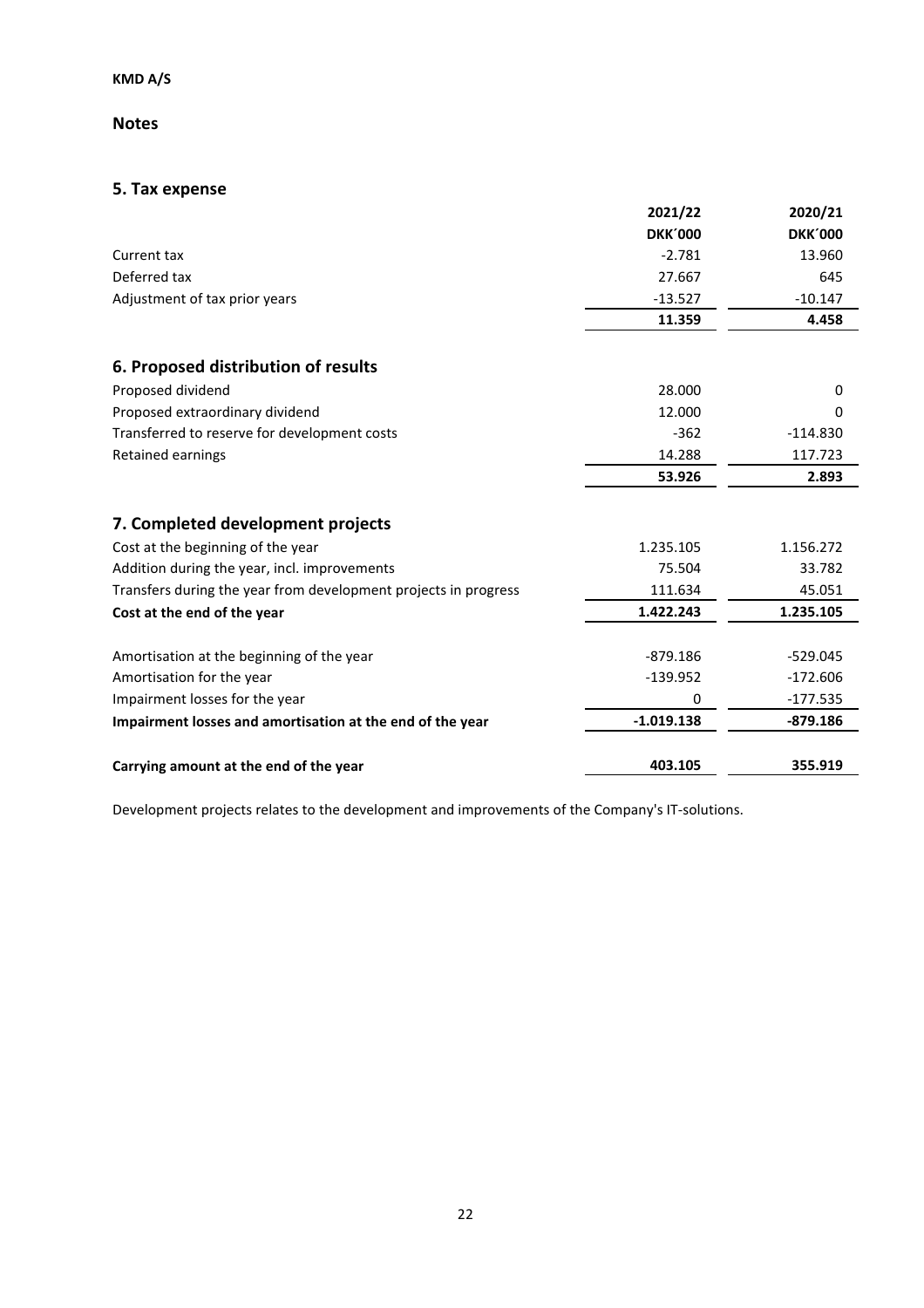**KMD A/S**

## Notes

### 5. Tax expense

| | 2021/22 | 2020/21 |
|---|---|---|
| | DKK´000 | DKK´000 |
| Current tax | -2.781 | 13.960 |
| Deferred tax | 27.667 | 645 |
| Adjustment of tax prior years | -13.527 | -10.147 |
| | **11.359** | **4.458** |

### 6. Proposed distribution of results

| | 2021/22 | 2020/21 |
|---|---|---|
| Proposed dividend | 28.000 | 0 |
| Proposed extraordinary dividend | 12.000 | 0 |
| Transferred to reserve for development costs | -362 | -114.830 |
| Retained earnings | 14.288 | 117.723 |
| | **53.926** | **2.893** |

### 7. Completed development projects

| | 2021/22 | 2020/21 |
|---|---|---|
| Cost at the beginning of the year | 1.235.105 | 1.156.272 |
| Addition during the year, incl. improvements | 75.504 | 33.782 |
| Transfers during the year from development projects in progress | 111.634 | 45.051 |
| **Cost at the end of the year** | **1.422.243** | **1.235.105** |
| | | |
| Amortisation at the beginning of the year | -879.186 | -529.045 |
| Amortisation for the year | -139.952 | -172.606 |
| Impairment losses for the year | 0 | -177.535 |
| **Impairment losses and amortisation at the end of the year** | **-1.019.138** | **-879.186** |
| | | |
| **Carrying amount at the end of the year** | **403.105** | **355.919** |

Development projects relates to the development and improvements of the Company's IT-solutions.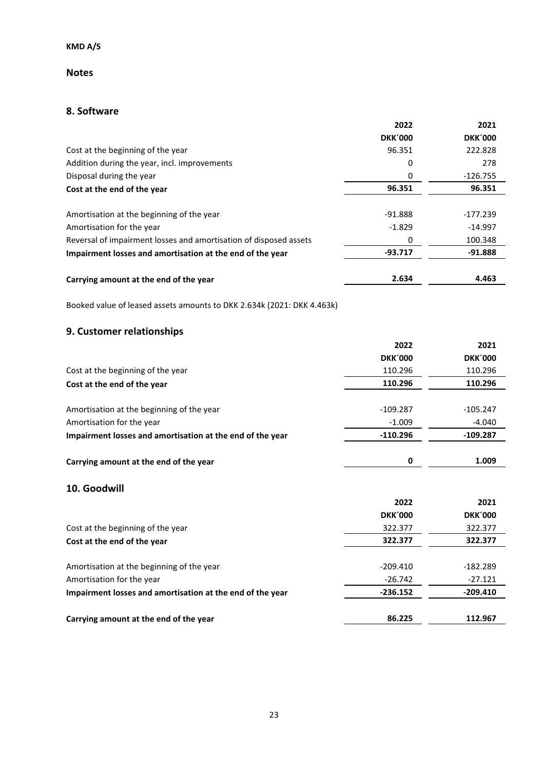**KMD A/S**

## Notes

### 8. Software

| | 2022 | 2021 |
|---|---|---|
| | **DKK´000** | **DKK´000** |
| Cost at the beginning of the year | 96.351 | 222.828 |
| Addition during the year, incl. improvements | 0 | 278 |
| Disposal during the year | 0 | -126.755 |
| **Cost at the end of the year** | **96.351** | **96.351** |
| | | |
| Amortisation at the beginning of the year | -91.888 | -177.239 |
| Amortisation for the year | -1.829 | -14.997 |
| Reversal of impairment losses and amortisation of disposed assets | 0 | 100.348 |
| **Impairment losses and amortisation at the end of the year** | **-93.717** | **-91.888** |
| | | |
| **Carrying amount at the end of the year** | **2.634** | **4.463** |

Booked value of leased assets amounts to DKK 2.634k (2021: DKK 4.463k)

### 9. Customer relationships

| | 2022 | 2021 |
|---|---|---|
| | **DKK´000** | **DKK´000** |
| Cost at the beginning of the year | 110.296 | 110.296 |
| **Cost at the end of the year** | **110.296** | **110.296** |
| | | |
| Amortisation at the beginning of the year | -109.287 | -105.247 |
| Amortisation for the year | -1.009 | -4.040 |
| **Impairment losses and amortisation at the end of the year** | **-110.296** | **-109.287** |
| | | |
| **Carrying amount at the end of the year** | **0** | **1.009** |

### 10. Goodwill

| | 2022 | 2021 |
|---|---|---|
| | **DKK´000** | **DKK´000** |
| Cost at the beginning of the year | 322.377 | 322.377 |
| **Cost at the end of the year** | **322.377** | **322.377** |
| | | |
| Amortisation at the beginning of the year | -209.410 | -182.289 |
| Amortisation for the year | -26.742 | -27.121 |
| **Impairment losses and amortisation at the end of the year** | **-236.152** | **-209.410** |
| | | |
| **Carrying amount at the end of the year** | **86.225** | **112.967** |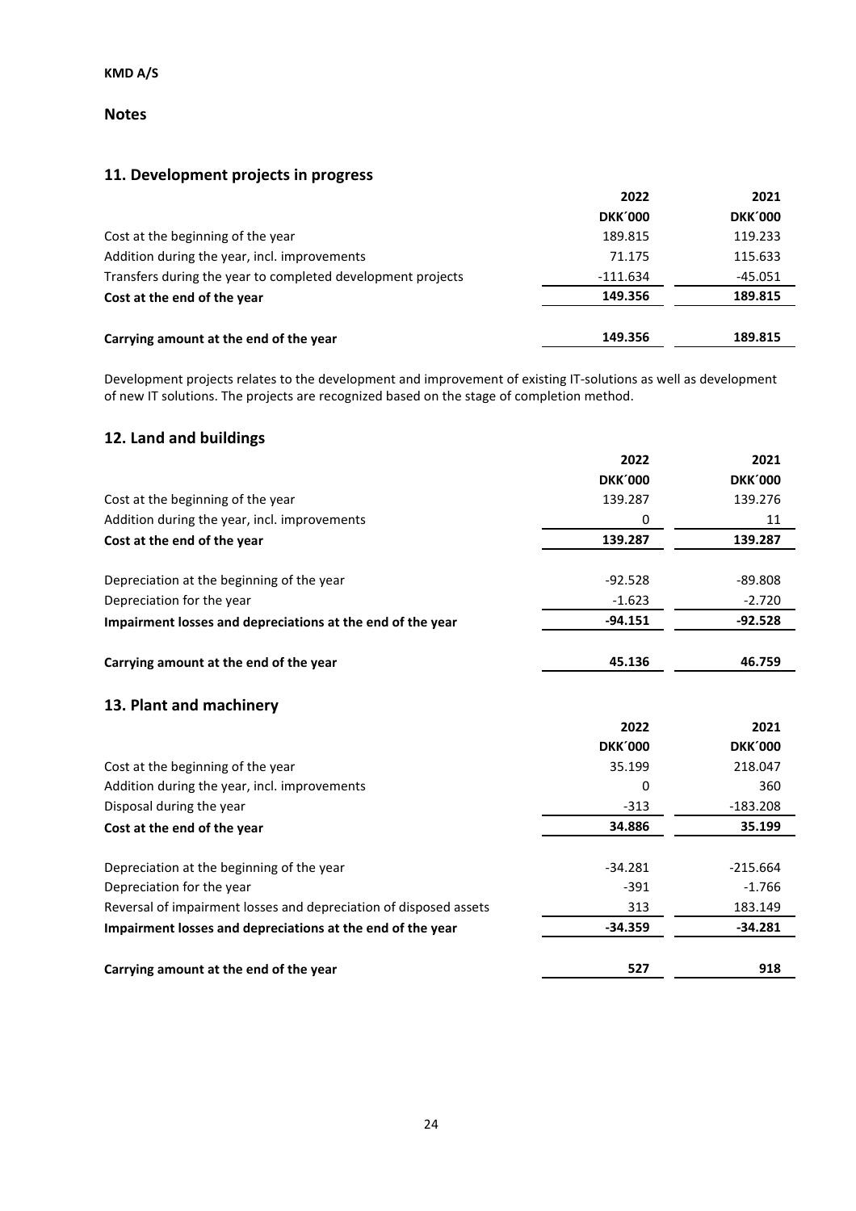**KMD A/S**

## Notes

### 11. Development projects in progress

| | 2022 | 2021 |
|---|---|---|
| | **DKK´000** | **DKK´000** |
| Cost at the beginning of the year | 189.815 | 119.233 |
| Addition during the year, incl. improvements | 71.175 | 115.633 |
| Transfers during the year to completed development projects | -111.634 | -45.051 |
| **Cost at the end of the year** | **149.356** | **189.815** |
| **Carrying amount at the end of the year** | **149.356** | **189.815** |

Development projects relates to the development and improvement of existing IT-solutions as well as development of new IT solutions. The projects are recognized based on the stage of completion method.

### 12. Land and buildings

| | 2022 | 2021 |
|---|---|---|
| | **DKK´000** | **DKK´000** |
| Cost at the beginning of the year | 139.287 | 139.276 |
| Addition during the year, incl. improvements | 0 | 11 |
| **Cost at the end of the year** | **139.287** | **139.287** |
| Depreciation at the beginning of the year | -92.528 | -89.808 |
| Depreciation for the year | -1.623 | -2.720 |
| **Impairment losses and depreciations at the end of the year** | **-94.151** | **-92.528** |
| **Carrying amount at the end of the year** | **45.136** | **46.759** |

### 13. Plant and machinery

| | 2022 | 2021 |
|---|---|---|
| | **DKK´000** | **DKK´000** |
| Cost at the beginning of the year | 35.199 | 218.047 |
| Addition during the year, incl. improvements | 0 | 360 |
| Disposal during the year | -313 | -183.208 |
| **Cost at the end of the year** | **34.886** | **35.199** |
| Depreciation at the beginning of the year | -34.281 | -215.664 |
| Depreciation for the year | -391 | -1.766 |
| Reversal of impairment losses and depreciation of disposed assets | 313 | 183.149 |
| **Impairment losses and depreciations at the end of the year** | **-34.359** | **-34.281** |
| **Carrying amount at the end of the year** | **527** | **918** |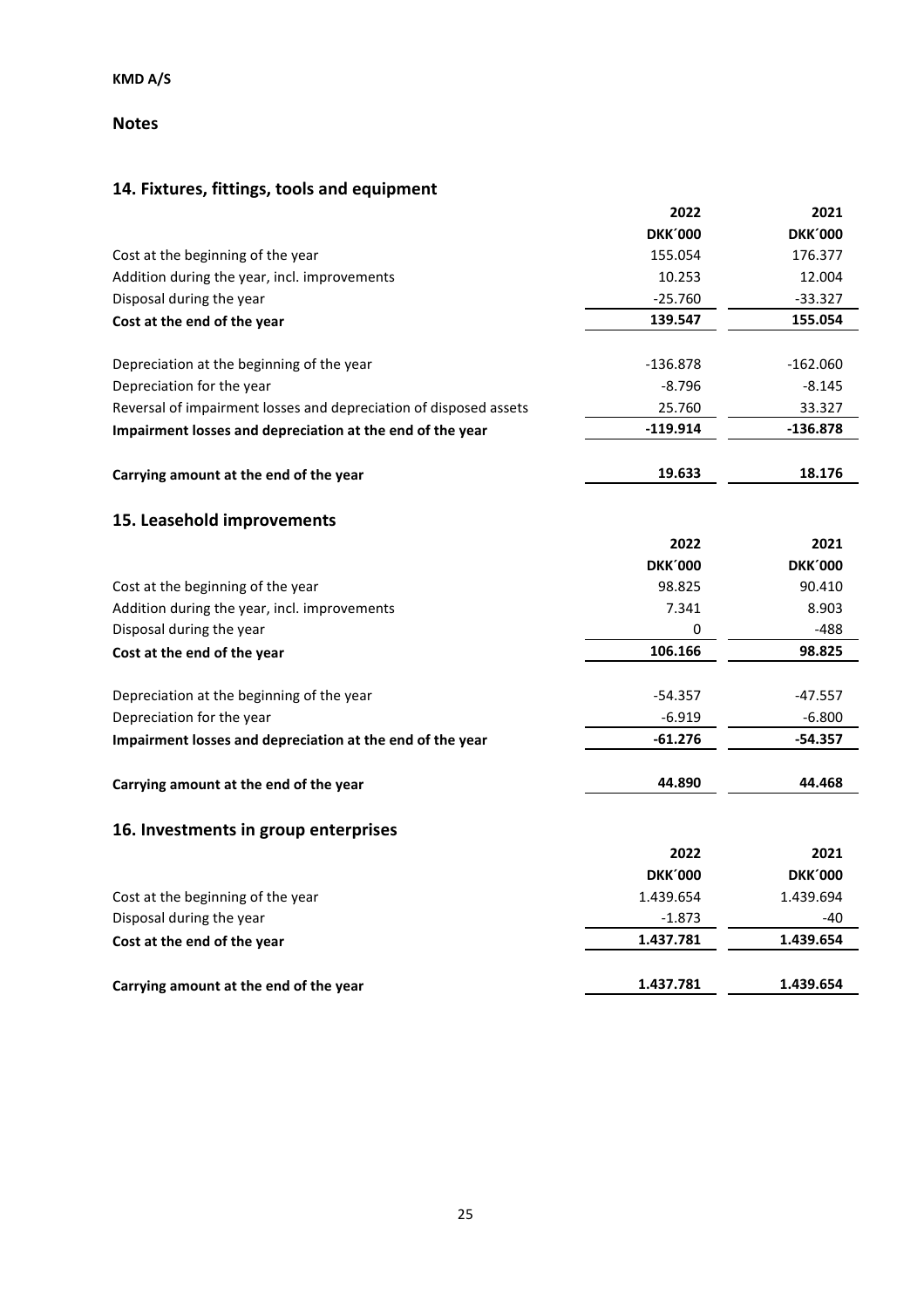KMD A/S

## Notes

### 14. Fixtures, fittings, tools and equipment

| | 2022 | 2021 |
|---|---|---|
| | DKK´000 | DKK´000 |
| Cost at the beginning of the year | 155.054 | 176.377 |
| Addition during the year, incl. improvements | 10.253 | 12.004 |
| Disposal during the year | -25.760 | -33.327 |
| **Cost at the end of the year** | **139.547** | **155.054** |
| | | |
| Depreciation at the beginning of the year | -136.878 | -162.060 |
| Depreciation for the year | -8.796 | -8.145 |
| Reversal of impairment losses and depreciation of disposed assets | 25.760 | 33.327 |
| **Impairment losses and depreciation at the end of the year** | **-119.914** | **-136.878** |
| | | |
| **Carrying amount at the end of the year** | **19.633** | **18.176** |

### 15. Leasehold improvements

| | 2022 | 2021 |
|---|---|---|
| | DKK´000 | DKK´000 |
| Cost at the beginning of the year | 98.825 | 90.410 |
| Addition during the year, incl. improvements | 7.341 | 8.903 |
| Disposal during the year | 0 | -488 |
| **Cost at the end of the year** | **106.166** | **98.825** |
| | | |
| Depreciation at the beginning of the year | -54.357 | -47.557 |
| Depreciation for the year | -6.919 | -6.800 |
| **Impairment losses and depreciation at the end of the year** | **-61.276** | **-54.357** |
| | | |
| **Carrying amount at the end of the year** | **44.890** | **44.468** |

### 16. Investments in group enterprises

| | 2022 | 2021 |
|---|---|---|
| | DKK´000 | DKK´000 |
| Cost at the beginning of the year | 1.439.654 | 1.439.694 |
| Disposal during the year | -1.873 | -40 |
| **Cost at the end of the year** | **1.437.781** | **1.439.654** |
| | | |
| **Carrying amount at the end of the year** | **1.437.781** | **1.439.654** |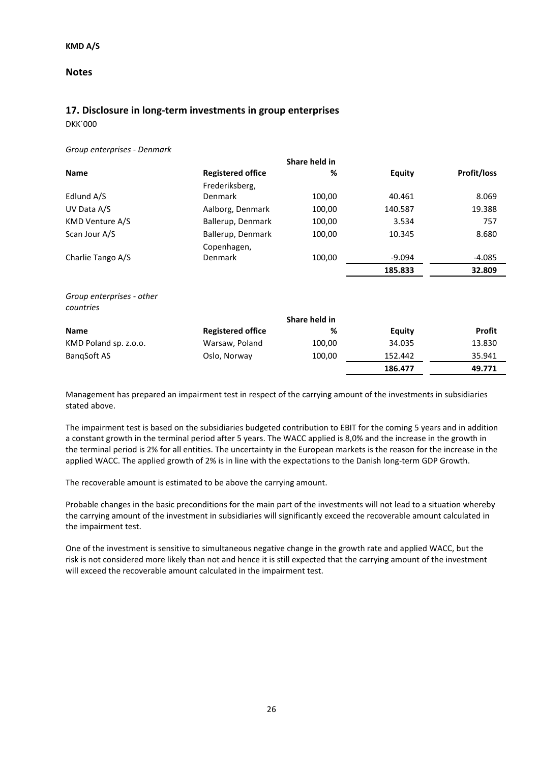KMD A/S

## Notes

### 17. Disclosure in long-term investments in group enterprises

DKK´000

*Group enterprises - Denmark*

| Name | Registered office | Share held in % | Equity | Profit/loss |
|---|---|---|---|---|
| Edlund A/S | Frederiksberg, Denmark | 100,00 | 40.461 | 8.069 |
| UV Data A/S | Aalborg, Denmark | 100,00 | 140.587 | 19.388 |
| KMD Venture A/S | Ballerup, Denmark | 100,00 | 3.534 | 757 |
| Scan Jour A/S | Ballerup, Denmark | 100,00 | 10.345 | 8.680 |
| Charlie Tango A/S | Copenhagen, Denmark | 100,00 | -9.094 | -4.085 |
| | | | **185.833** | **32.809** |

*Group enterprises - other countries*

| Name | Registered office | Share held in % | Equity | Profit |
|---|---|---|---|---|
| KMD Poland sp. z.o.o. | Warsaw, Poland | 100,00 | 34.035 | 13.830 |
| BanqSoft AS | Oslo, Norway | 100,00 | 152.442 | 35.941 |
| | | | **186.477** | **49.771** |

Management has prepared an impairment test in respect of the carrying amount of the investments in subsidiaries stated above.

The impairment test is based on the subsidiaries budgeted contribution to EBIT for the coming 5 years and in addition a constant growth in the terminal period after 5 years. The WACC applied is 8,0% and the increase in the growth in the terminal period is 2% for all entities. The uncertainty in the European markets is the reason for the increase in the applied WACC. The applied growth of 2% is in line with the expectations to the Danish long-term GDP Growth.

The recoverable amount is estimated to be above the carrying amount.

Probable changes in the basic preconditions for the main part of the investments will not lead to a situation whereby the carrying amount of the investment in subsidiaries will significantly exceed the recoverable amount calculated in the impairment test.

One of the investment is sensitive to simultaneous negative change in the growth rate and applied WACC, but the risk is not considered more likely than not and hence it is still expected that the carrying amount of the investment will exceed the recoverable amount calculated in the impairment test.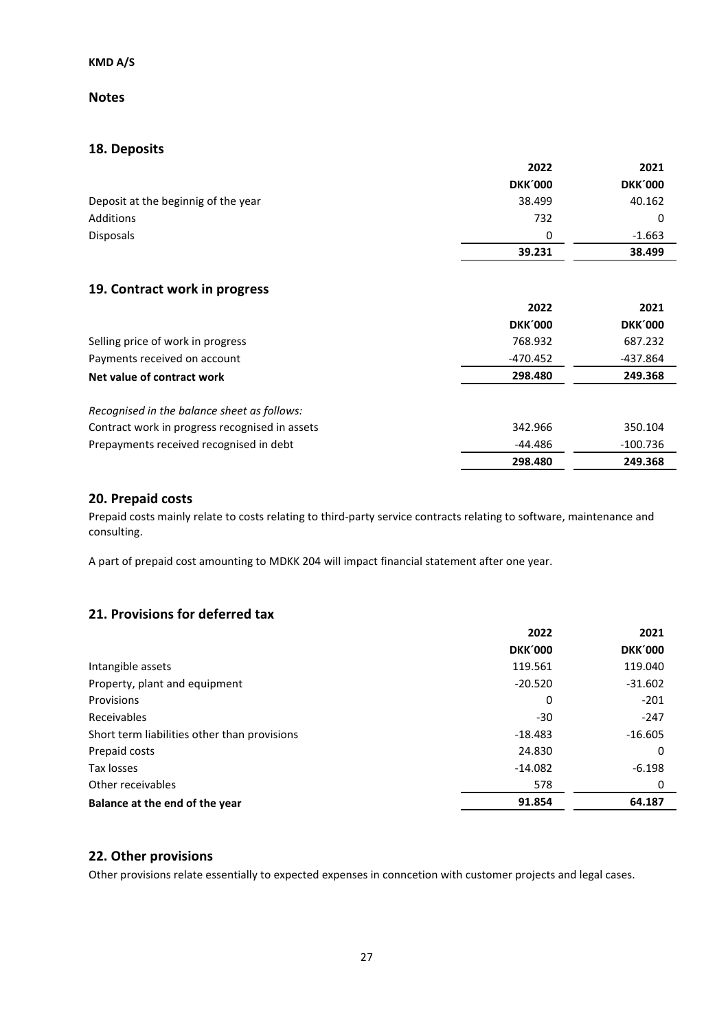**KMD A/S**

## Notes

### 18. Deposits

| | 2022 | 2021 |
|---|---|---|
| | **DKK´000** | **DKK´000** |
| Deposit at the beginnig of the year | 38.499 | 40.162 |
| Additions | 732 | 0 |
| Disposals | 0 | -1.663 |
| | **39.231** | **38.499** |

### 19. Contract work in progress

| | 2022 | 2021 |
|---|---|---|
| | **DKK´000** | **DKK´000** |
| Selling price of work in progress | 768.932 | 687.232 |
| Payments received on account | -470.452 | -437.864 |
| **Net value of contract work** | **298.480** | **249.368** |
| | | |
| *Recognised in the balance sheet as follows:* | | |
| Contract work in progress recognised in assets | 342.966 | 350.104 |
| Prepayments received recognised in debt | -44.486 | -100.736 |
| | **298.480** | **249.368** |

### 20. Prepaid costs

Prepaid costs mainly relate to costs relating to third-party service contracts relating to software, maintenance and consulting.

A part of prepaid cost amounting to MDKK 204 will impact financial statement after one year.

### 21. Provisions for deferred tax

| | 2022 | 2021 |
|---|---|---|
| | **DKK´000** | **DKK´000** |
| Intangible assets | 119.561 | 119.040 |
| Property, plant and equipment | -20.520 | -31.602 |
| Provisions | 0 | -201 |
| Receivables | -30 | -247 |
| Short term liabilities other than provisions | -18.483 | -16.605 |
| Prepaid costs | 24.830 | 0 |
| Tax losses | -14.082 | -6.198 |
| Other receivables | 578 | 0 |
| **Balance at the end of the year** | **91.854** | **64.187** |

### 22. Other provisions

Other provisions relate essentially to expected expenses in conncetion with customer projects and legal cases.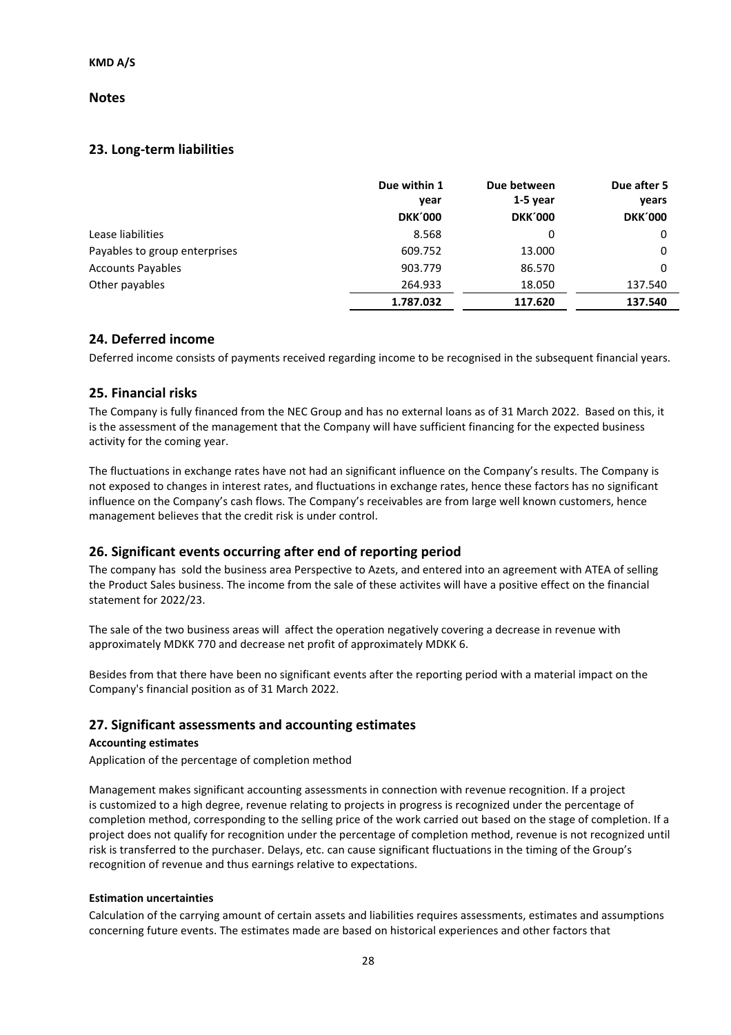**KMD A/S**

**Notes**

## 23. Long-term liabilities

| | Due within 1 year | Due between 1-5 year | Due after 5 years |
|---|---|---|---|
| | **DKK´000** | **DKK´000** | **DKK´000** |
| Lease liabilities | 8.568 | 0 | 0 |
| Payables to group enterprises | 609.752 | 13.000 | 0 |
| Accounts Payables | 903.779 | 86.570 | 0 |
| Other payables | 264.933 | 18.050 | 137.540 |
| | **1.787.032** | **117.620** | **137.540** |

## 24. Deferred income

Deferred income consists of payments received regarding income to be recognised in the subsequent financial years.

## 25. Financial risks

The Company is fully financed from the NEC Group and has no external loans as of 31 March 2022. Based on this, it is the assessment of the management that the Company will have sufficient financing for the expected business activity for the coming year.

The fluctuations in exchange rates have not had an significant influence on the Company's results. The Company is not exposed to changes in interest rates, and fluctuations in exchange rates, hence these factors has no significant influence on the Company's cash flows. The Company's receivables are from large well known customers, hence management believes that the credit risk is under control.

## 26. Significant events occurring after end of reporting period

The company has sold the business area Perspective to Azets, and entered into an agreement with ATEA of selling the Product Sales business. The income from the sale of these activites will have a positive effect on the financial statement for 2022/23.

The sale of the two business areas will affect the operation negatively covering a decrease in revenue with approximately MDKK 770 and decrease net profit of approximately MDKK 6.

Besides from that there have been no significant events after the reporting period with a material impact on the Company's financial position as of 31 March 2022.

## 27. Significant assessments and accounting estimates

**Accounting estimates**

Application of the percentage of completion method

Management makes significant accounting assessments in connection with revenue recognition. If a project is customized to a high degree, revenue relating to projects in progress is recognized under the percentage of completion method, corresponding to the selling price of the work carried out based on the stage of completion. If a project does not qualify for recognition under the percentage of completion method, revenue is not recognized until risk is transferred to the purchaser. Delays, etc. can cause significant fluctuations in the timing of the Group's recognition of revenue and thus earnings relative to expectations.

**Estimation uncertainties**

Calculation of the carrying amount of certain assets and liabilities requires assessments, estimates and assumptions concerning future events. The estimates made are based on historical experiences and other factors that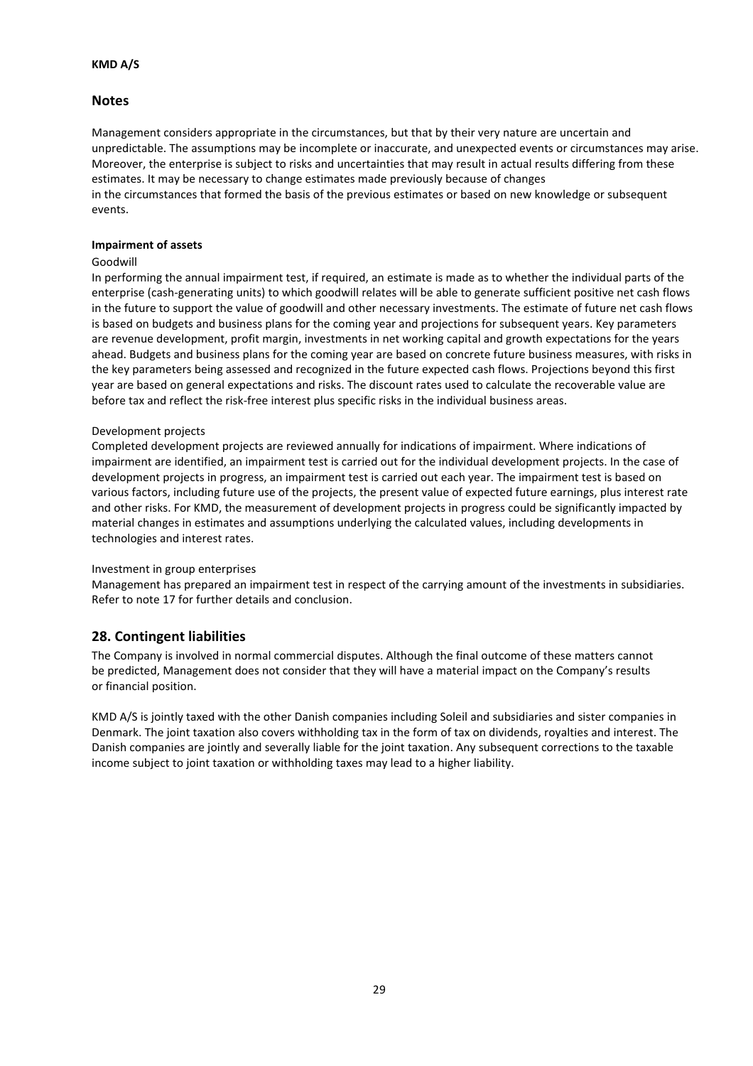## Notes

Management considers appropriate in the circumstances, but that by their very nature are uncertain and unpredictable. The assumptions may be incomplete or inaccurate, and unexpected events or circumstances may arise. Moreover, the enterprise is subject to risks and uncertainties that may result in actual results differing from these estimates. It may be necessary to change estimates made previously because of changes in the circumstances that formed the basis of the previous estimates or based on new knowledge or subsequent events.

**Impairment of assets**

Goodwill

In performing the annual impairment test, if required, an estimate is made as to whether the individual parts of the enterprise (cash-generating units) to which goodwill relates will be able to generate sufficient positive net cash flows in the future to support the value of goodwill and other necessary investments. The estimate of future net cash flows is based on budgets and business plans for the coming year and projections for subsequent years. Key parameters are revenue development, profit margin, investments in net working capital and growth expectations for the years ahead. Budgets and business plans for the coming year are based on concrete future business measures, with risks in the key parameters being assessed and recognized in the future expected cash flows. Projections beyond this first year are based on general expectations and risks. The discount rates used to calculate the recoverable value are before tax and reflect the risk-free interest plus specific risks in the individual business areas.

Development projects

Completed development projects are reviewed annually for indications of impairment. Where indications of impairment are identified, an impairment test is carried out for the individual development projects. In the case of development projects in progress, an impairment test is carried out each year. The impairment test is based on various factors, including future use of the projects, the present value of expected future earnings, plus interest rate and other risks. For KMD, the measurement of development projects in progress could be significantly impacted by material changes in estimates and assumptions underlying the calculated values, including developments in technologies and interest rates.

Investment in group enterprises

Management has prepared an impairment test in respect of the carrying amount of the investments in subsidiaries. Refer to note 17 for further details and conclusion.

## 28. Contingent liabilities

The Company is involved in normal commercial disputes. Although the final outcome of these matters cannot be predicted, Management does not consider that they will have a material impact on the Company's results or financial position.

KMD A/S is jointly taxed with the other Danish companies including Soleil and subsidiaries and sister companies in Denmark. The joint taxation also covers withholding tax in the form of tax on dividends, royalties and interest. The Danish companies are jointly and severally liable for the joint taxation. Any subsequent corrections to the taxable income subject to joint taxation or withholding taxes may lead to a higher liability.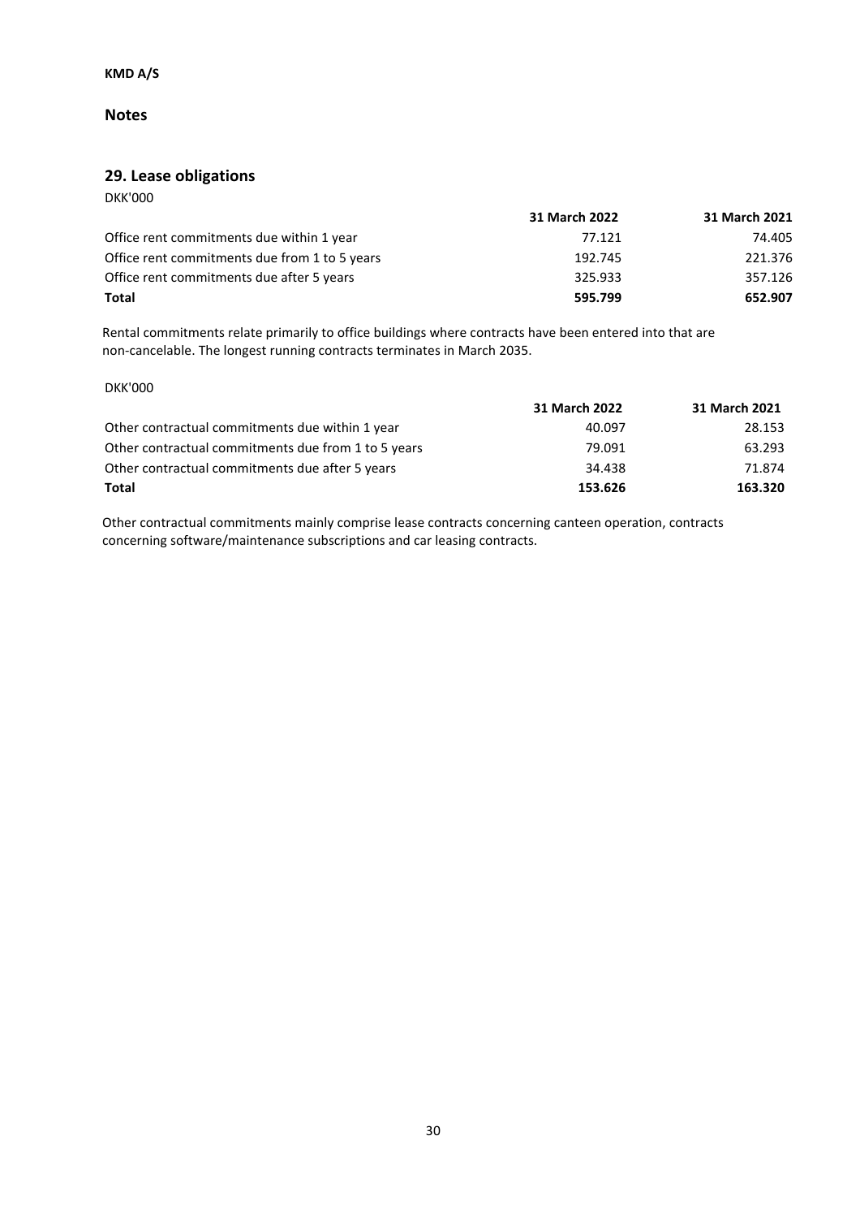**KMD A/S**

## Notes

### 29. Lease obligations

DKK'000

| | 31 March 2022 | 31 March 2021 |
|---|---|---|
| Office rent commitments due within 1 year | 77.121 | 74.405 |
| Office rent commitments due from 1 to 5 years | 192.745 | 221.376 |
| Office rent commitments due after 5 years | 325.933 | 357.126 |
| **Total** | **595.799** | **652.907** |

Rental commitments relate primarily to office buildings where contracts have been entered into that are non-cancelable. The longest running contracts terminates in March 2035.

DKK'000

| | 31 March 2022 | 31 March 2021 |
|---|---|---|
| Other contractual commitments due within 1 year | 40.097 | 28.153 |
| Other contractual commitments due from 1 to 5 years | 79.091 | 63.293 |
| Other contractual commitments due after 5 years | 34.438 | 71.874 |
| **Total** | **153.626** | **163.320** |

Other contractual commitments mainly comprise lease contracts concerning canteen operation, contracts concerning software/maintenance subscriptions and car leasing contracts.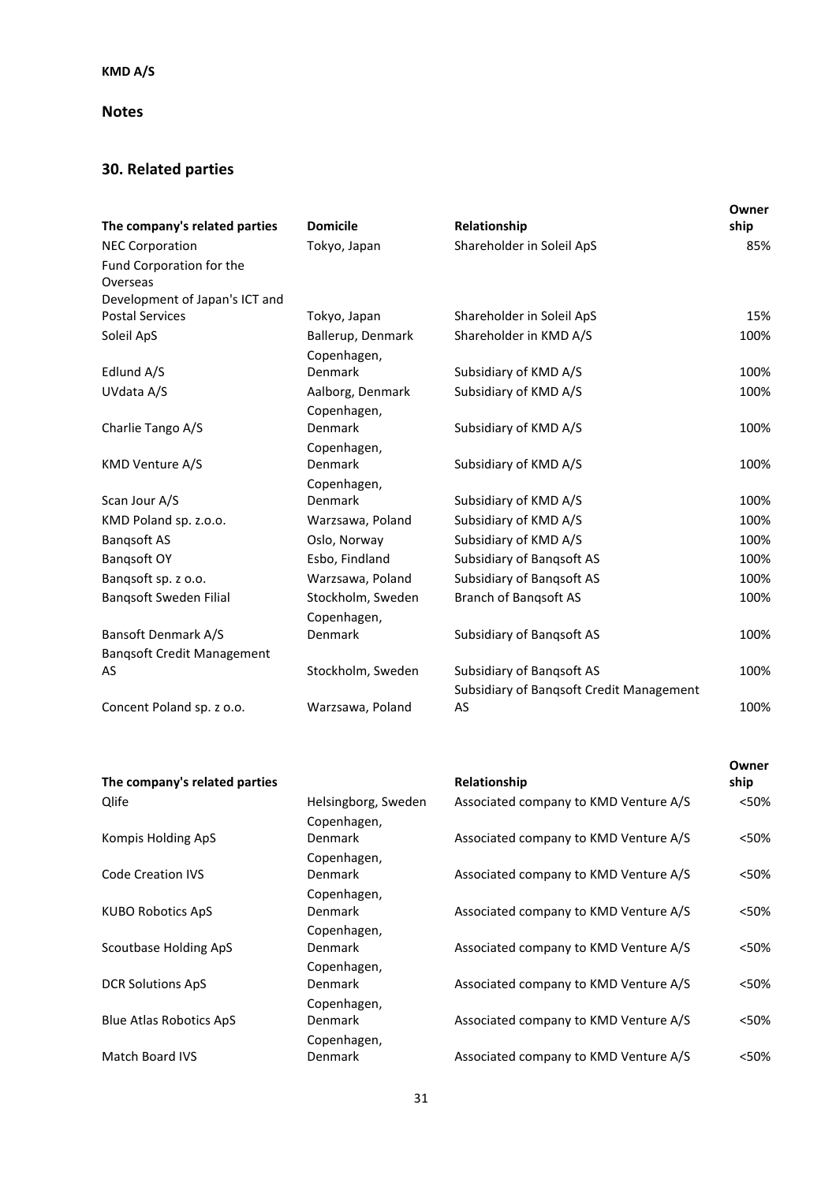**KMD A/S**

## Notes

## 30. Related parties

| The company's related parties | Domicile | Relationship | Ownership |
|---|---|---|---|
| NEC Corporation | Tokyo, Japan | Shareholder in Soleil ApS | 85% |
| Fund Corporation for the Overseas Development of Japan's ICT and Postal Services | Tokyo, Japan | Shareholder in Soleil ApS | 15% |
| Soleil ApS | Ballerup, Denmark | Shareholder in KMD A/S | 100% |
| Edlund A/S | Copenhagen, Denmark | Subsidiary of KMD A/S | 100% |
| UVdata A/S | Aalborg, Denmark | Subsidiary of KMD A/S | 100% |
| Charlie Tango A/S | Copenhagen, Denmark | Subsidiary of KMD A/S | 100% |
| KMD Venture A/S | Copenhagen, Denmark | Subsidiary of KMD A/S | 100% |
| Scan Jour A/S | Copenhagen, Denmark | Subsidiary of KMD A/S | 100% |
| KMD Poland sp. z.o.o. | Warzsawa, Poland | Subsidiary of KMD A/S | 100% |
| Banqsoft AS | Oslo, Norway | Subsidiary of KMD A/S | 100% |
| Banqsoft OY | Esbo, Findland | Subsidiary of Banqsoft AS | 100% |
| Banqsoft sp. z o.o. | Warzsawa, Poland | Subsidiary of Banqsoft AS | 100% |
| Banqsoft Sweden Filial | Stockholm, Sweden | Branch of Banqsoft AS | 100% |
| Bansoft Denmark A/S | Copenhagen, Denmark | Subsidiary of Banqsoft AS | 100% |
| Banqsoft Credit Management AS | Stockholm, Sweden | Subsidiary of Banqsoft AS | 100% |
| Concent Poland sp. z o.o. | Warzsawa, Poland | Subsidiary of Banqsoft Credit Management AS | 100% |

| The company's related parties | | Relationship | Ownership |
|---|---|---|---|
| Qlife | Helsingborg, Sweden | Associated company to KMD Venture A/S | <50% |
| Kompis Holding ApS | Copenhagen, Denmark | Associated company to KMD Venture A/S | <50% |
| Code Creation IVS | Copenhagen, Denmark | Associated company to KMD Venture A/S | <50% |
| KUBO Robotics ApS | Copenhagen, Denmark | Associated company to KMD Venture A/S | <50% |
| Scoutbase Holding ApS | Copenhagen, Denmark | Associated company to KMD Venture A/S | <50% |
| DCR Solutions ApS | Copenhagen, Denmark | Associated company to KMD Venture A/S | <50% |
| Blue Atlas Robotics ApS | Copenhagen, Denmark | Associated company to KMD Venture A/S | <50% |
| Match Board IVS | Copenhagen, Denmark | Associated company to KMD Venture A/S | <50% |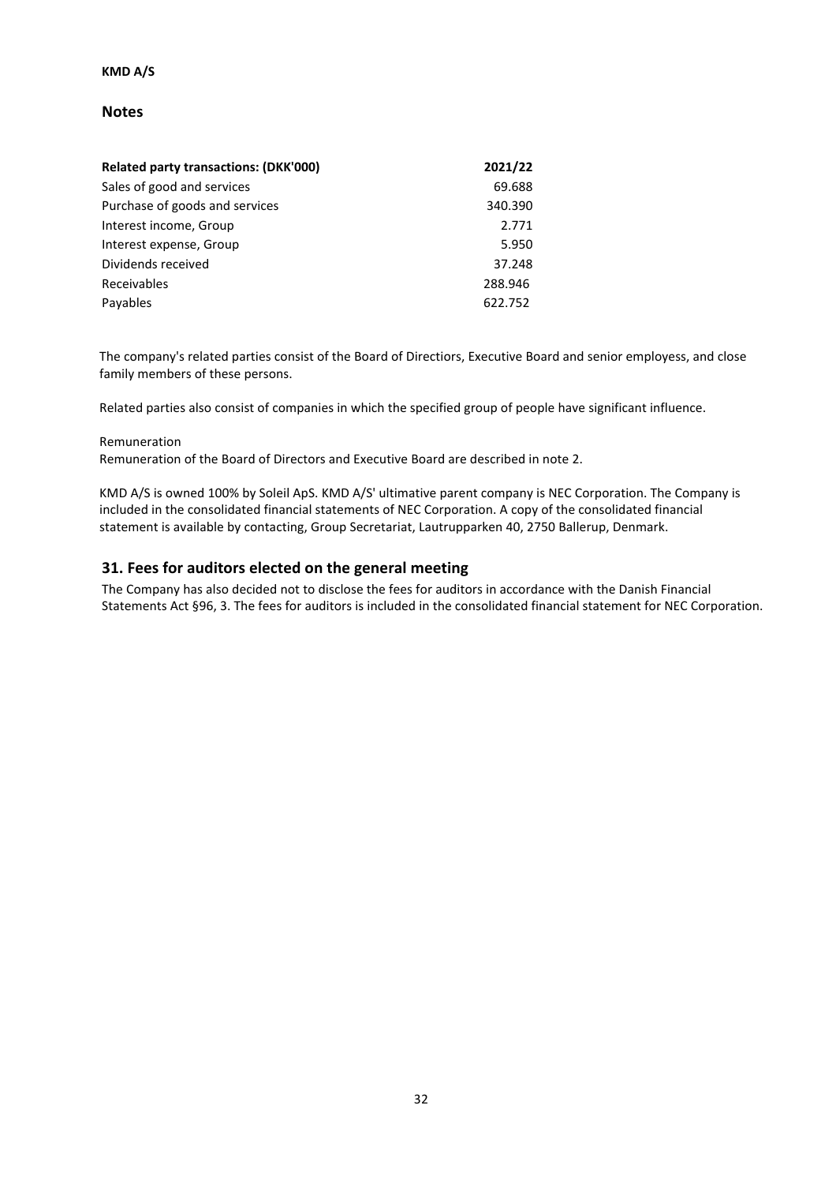KMD A/S

## Notes

| Related party transactions: (DKK'000) | 2021/22 |
| --- | --- |
| Sales of good and services | 69.688 |
| Purchase of goods and services | 340.390 |
| Interest income, Group | 2.771 |
| Interest expense, Group | 5.950 |
| Dividends received | 37.248 |
| Receivables | 288.946 |
| Payables | 622.752 |

The company's related parties consist of the Board of Directiors, Executive Board and senior employess, and close family members of these persons.

Related parties also consist of companies in which the specified group of people have significant influence.

Remuneration
Remuneration of the Board of Directors and Executive Board are described in note 2.

KMD A/S is owned 100% by Soleil ApS. KMD A/S' ultimative parent company is NEC Corporation. The Company is included in the consolidated financial statements of NEC Corporation. A copy of the consolidated financial statement is available by contacting, Group Secretariat, Lautrupparken 40, 2750 Ballerup, Denmark.

## 31. Fees for auditors elected on the general meeting

The Company has also decided not to disclose the fees for auditors in accordance with the Danish Financial Statements Act §96, 3. The fees for auditors is included in the consolidated financial statement for NEC Corporation.